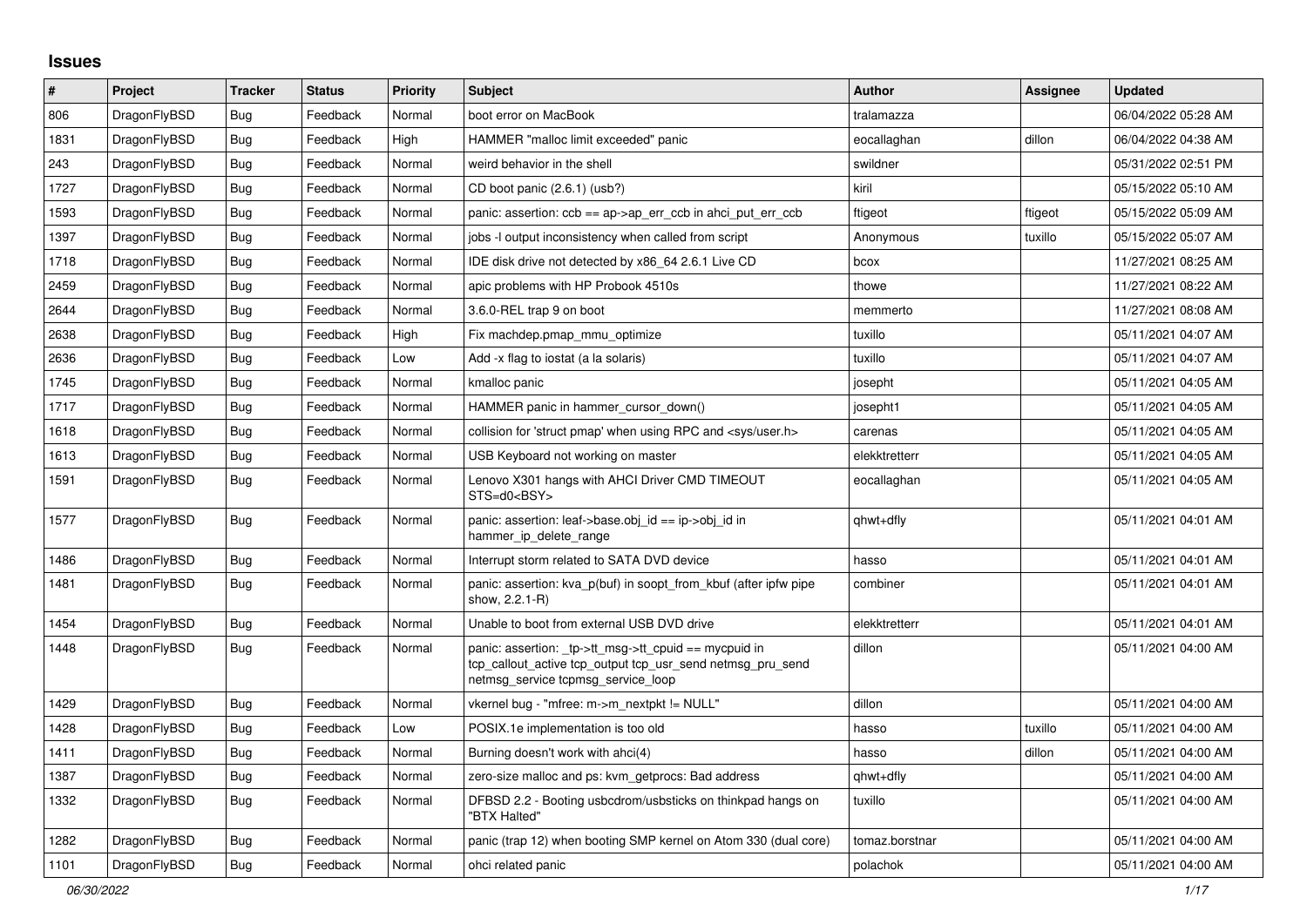# Issues

| # | Project | Tracker | Status | Priority | Subject | Author | Assignee | Updated |
|---|---|---|---|---|---|---|---|---|
| 806 | DragonFlyBSD | Bug | Feedback | Normal | boot error on MacBook | tralamazza | | 06/04/2022 05:28 AM |
| 1831 | DragonFlyBSD | Bug | Feedback | High | HAMMER "malloc limit exceeded" panic | eocallaghan | dillon | 06/04/2022 04:38 AM |
| 243 | DragonFlyBSD | Bug | Feedback | Normal | weird behavior in the shell | swildner | | 05/31/2022 02:51 PM |
| 1727 | DragonFlyBSD | Bug | Feedback | Normal | CD boot panic (2.6.1) (usb?) | kiril | | 05/15/2022 05:10 AM |
| 1593 | DragonFlyBSD | Bug | Feedback | Normal | panic: assertion: ccb == ap->ap_err_ccb in ahci_put_err_ccb | ftigeot | ftigeot | 05/15/2022 05:09 AM |
| 1397 | DragonFlyBSD | Bug | Feedback | Normal | jobs -l output inconsistency when called from script | Anonymous | tuxillo | 05/15/2022 05:07 AM |
| 1718 | DragonFlyBSD | Bug | Feedback | Normal | IDE disk drive not detected by x86_64 2.6.1 Live CD | bcox | | 11/27/2021 08:25 AM |
| 2459 | DragonFlyBSD | Bug | Feedback | Normal | apic problems with HP Probook 4510s | thowe | | 11/27/2021 08:22 AM |
| 2644 | DragonFlyBSD | Bug | Feedback | Normal | 3.6.0-REL trap 9 on boot | memmerto | | 11/27/2021 08:08 AM |
| 2638 | DragonFlyBSD | Bug | Feedback | High | Fix machdep.pmap_mmu_optimize | tuxillo | | 05/11/2021 04:07 AM |
| 2636 | DragonFlyBSD | Bug | Feedback | Low | Add -x flag to iostat (a la solaris) | tuxillo | | 05/11/2021 04:07 AM |
| 1745 | DragonFlyBSD | Bug | Feedback | Normal | kmalloc panic | josepht | | 05/11/2021 04:05 AM |
| 1717 | DragonFlyBSD | Bug | Feedback | Normal | HAMMER panic in hammer_cursor_down() | josepht1 | | 05/11/2021 04:05 AM |
| 1618 | DragonFlyBSD | Bug | Feedback | Normal | collision for 'struct pmap' when using RPC and <sys/user.h> | carenas | | 05/11/2021 04:05 AM |
| 1613 | DragonFlyBSD | Bug | Feedback | Normal | USB Keyboard not working on master | elekktretterr | | 05/11/2021 04:05 AM |
| 1591 | DragonFlyBSD | Bug | Feedback | Normal | Lenovo X301 hangs with AHCI Driver CMD TIMEOUT STS=d0<BSY> | eocallaghan | | 05/11/2021 04:05 AM |
| 1577 | DragonFlyBSD | Bug | Feedback | Normal | panic: assertion: leaf->base.obj_id == ip->obj_id in hammer_ip_delete_range | qhwt+dfly | | 05/11/2021 04:01 AM |
| 1486 | DragonFlyBSD | Bug | Feedback | Normal | Interrupt storm related to SATA DVD device | hasso | | 05/11/2021 04:01 AM |
| 1481 | DragonFlyBSD | Bug | Feedback | Normal | panic: assertion: kva_p(buf) in soopt_from_kbuf (after ipfw pipe show, 2.2.1-R) | combiner | | 05/11/2021 04:01 AM |
| 1454 | DragonFlyBSD | Bug | Feedback | Normal | Unable to boot from external USB DVD drive | elekktretterr | | 05/11/2021 04:01 AM |
| 1448 | DragonFlyBSD | Bug | Feedback | Normal | panic: assertion: _tp->tt_msg->tt_cpuid == mycpuid in tcp_callout_active tcp_output tcp_usr_send netmsg_pru_send netmsg_service tcpmsg_service_loop | dillon | | 05/11/2021 04:00 AM |
| 1429 | DragonFlyBSD | Bug | Feedback | Normal | vkernel bug - "mfree: m->m_nextpkt != NULL" | dillon | | 05/11/2021 04:00 AM |
| 1428 | DragonFlyBSD | Bug | Feedback | Low | POSIX.1e implementation is too old | hasso | tuxillo | 05/11/2021 04:00 AM |
| 1411 | DragonFlyBSD | Bug | Feedback | Normal | Burning doesn't work with ahci(4) | hasso | dillon | 05/11/2021 04:00 AM |
| 1387 | DragonFlyBSD | Bug | Feedback | Normal | zero-size malloc and ps: kvm_getprocs: Bad address | qhwt+dfly | | 05/11/2021 04:00 AM |
| 1332 | DragonFlyBSD | Bug | Feedback | Normal | DFBSD 2.2 - Booting usbcdrom/usbsticks on thinkpad hangs on "BTX Halted" | tuxillo | | 05/11/2021 04:00 AM |
| 1282 | DragonFlyBSD | Bug | Feedback | Normal | panic (trap 12) when booting SMP kernel on Atom 330 (dual core) | tomaz.borstnar | | 05/11/2021 04:00 AM |
| 1101 | DragonFlyBSD | Bug | Feedback | Normal | ohci related panic | polachok | | 05/11/2021 04:00 AM |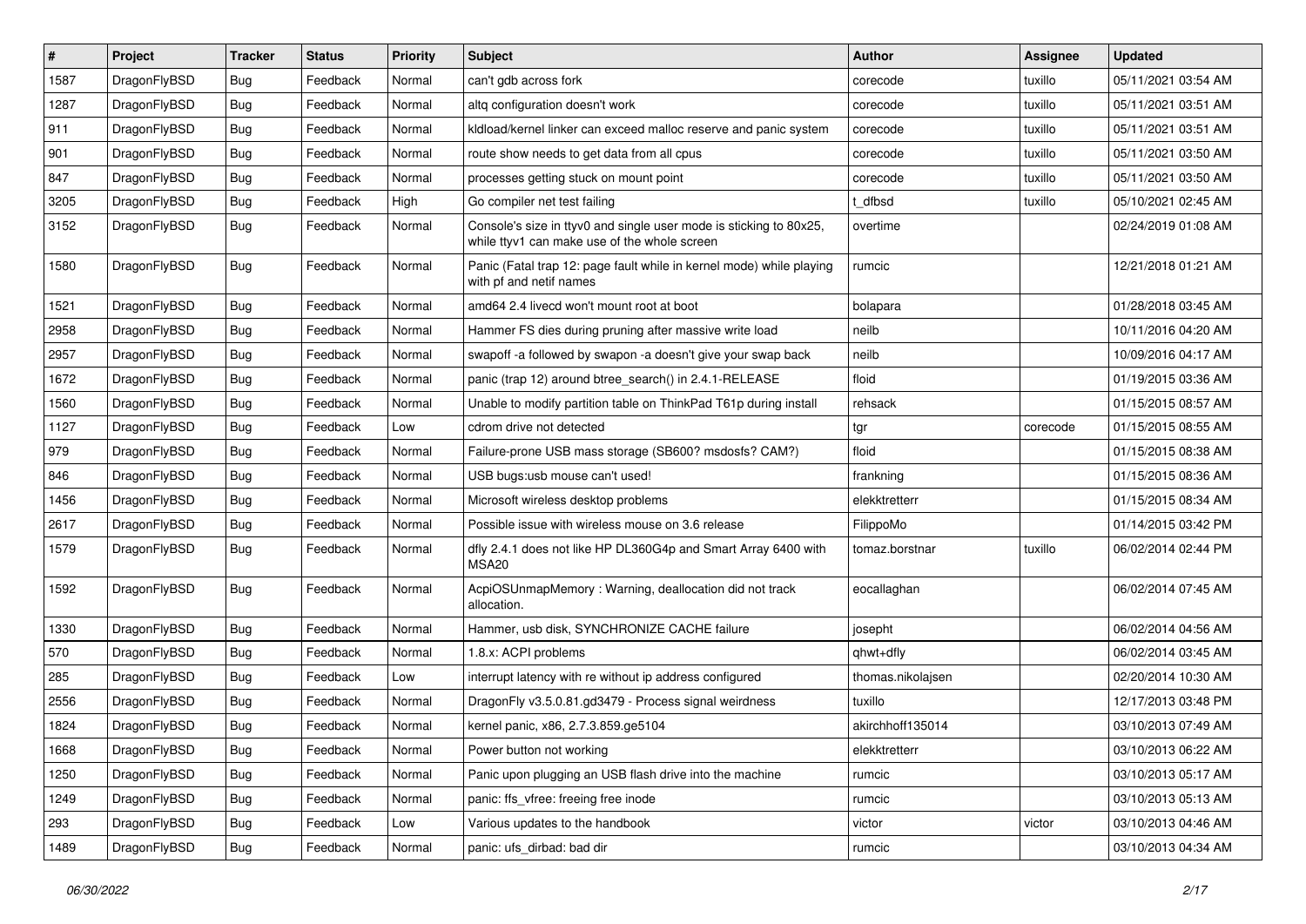| # | Project | Tracker | Status | Priority | Subject | Author | Assignee | Updated |
| --- | --- | --- | --- | --- | --- | --- | --- | --- |
| 1587 | DragonFlyBSD | Bug | Feedback | Normal | can't gdb across fork | corecode | tuxillo | 05/11/2021 03:54 AM |
| 1287 | DragonFlyBSD | Bug | Feedback | Normal | altq configuration doesn't work | corecode | tuxillo | 05/11/2021 03:51 AM |
| 911 | DragonFlyBSD | Bug | Feedback | Normal | kldload/kernel linker can exceed malloc reserve and panic system | corecode | tuxillo | 05/11/2021 03:51 AM |
| 901 | DragonFlyBSD | Bug | Feedback | Normal | route show needs to get data from all cpus | corecode | tuxillo | 05/11/2021 03:50 AM |
| 847 | DragonFlyBSD | Bug | Feedback | Normal | processes getting stuck on mount point | corecode | tuxillo | 05/11/2021 03:50 AM |
| 3205 | DragonFlyBSD | Bug | Feedback | High | Go compiler net test failing | t_dfbsd | tuxillo | 05/10/2021 02:45 AM |
| 3152 | DragonFlyBSD | Bug | Feedback | Normal | Console's size in ttyv0 and single user mode is sticking to 80x25, while ttyv1 can make use of the whole screen | overtime | | 02/24/2019 01:08 AM |
| 1580 | DragonFlyBSD | Bug | Feedback | Normal | Panic (Fatal trap 12: page fault while in kernel mode) while playing with pf and netif names | rumcic | | 12/21/2018 01:21 AM |
| 1521 | DragonFlyBSD | Bug | Feedback | Normal | amd64 2.4 livecd won't mount root at boot | bolapara | | 01/28/2018 03:45 AM |
| 2958 | DragonFlyBSD | Bug | Feedback | Normal | Hammer FS dies during pruning after massive write load | neilb | | 10/11/2016 04:20 AM |
| 2957 | DragonFlyBSD | Bug | Feedback | Normal | swapoff -a followed by swapon -a doesn't give your swap back | neilb | | 10/09/2016 04:17 AM |
| 1672 | DragonFlyBSD | Bug | Feedback | Normal | panic (trap 12) around btree_search() in 2.4.1-RELEASE | floid | | 01/19/2015 03:36 AM |
| 1560 | DragonFlyBSD | Bug | Feedback | Normal | Unable to modify partition table on ThinkPad T61p during install | rehsack | | 01/15/2015 08:57 AM |
| 1127 | DragonFlyBSD | Bug | Feedback | Low | cdrom drive not detected | tgr | corecode | 01/15/2015 08:55 AM |
| 979 | DragonFlyBSD | Bug | Feedback | Normal | Failure-prone USB mass storage (SB600? msdosfs? CAM?) | floid | | 01/15/2015 08:38 AM |
| 846 | DragonFlyBSD | Bug | Feedback | Normal | USB bugs:usb mouse can't used! | frankning | | 01/15/2015 08:36 AM |
| 1456 | DragonFlyBSD | Bug | Feedback | Normal | Microsoft wireless desktop problems | elekktretterr | | 01/15/2015 08:34 AM |
| 2617 | DragonFlyBSD | Bug | Feedback | Normal | Possible issue with wireless mouse on 3.6 release | FilippoMo | | 01/14/2015 03:42 PM |
| 1579 | DragonFlyBSD | Bug | Feedback | Normal | dfly 2.4.1 does not like HP DL360G4p and Smart Array 6400 with MSA20 | tomaz.borstnar | tuxillo | 06/02/2014 02:44 PM |
| 1592 | DragonFlyBSD | Bug | Feedback | Normal | AcpiOSUnmapMemory : Warning, deallocation did not track allocation. | eocallaghan | | 06/02/2014 07:45 AM |
| 1330 | DragonFlyBSD | Bug | Feedback | Normal | Hammer, usb disk, SYNCHRONIZE CACHE failure | josepht | | 06/02/2014 04:56 AM |
| 570 | DragonFlyBSD | Bug | Feedback | Normal | 1.8.x: ACPI problems | qhwt+dfly | | 06/02/2014 03:45 AM |
| 285 | DragonFlyBSD | Bug | Feedback | Low | interrupt latency with re without ip address configured | thomas.nikolajsen | | 02/20/2014 10:30 AM |
| 2556 | DragonFlyBSD | Bug | Feedback | Normal | DragonFly v3.5.0.81.gd3479 - Process signal weirdness | tuxillo | | 12/17/2013 03:48 PM |
| 1824 | DragonFlyBSD | Bug | Feedback | Normal | kernel panic, x86, 2.7.3.859.ge5104 | akirchhoff135014 | | 03/10/2013 07:49 AM |
| 1668 | DragonFlyBSD | Bug | Feedback | Normal | Power button not working | elekktretterr | | 03/10/2013 06:22 AM |
| 1250 | DragonFlyBSD | Bug | Feedback | Normal | Panic upon plugging an USB flash drive into the machine | rumcic | | 03/10/2013 05:17 AM |
| 1249 | DragonFlyBSD | Bug | Feedback | Normal | panic: ffs_vfree: freeing free inode | rumcic | | 03/10/2013 05:13 AM |
| 293 | DragonFlyBSD | Bug | Feedback | Low | Various updates to the handbook | victor | victor | 03/10/2013 04:46 AM |
| 1489 | DragonFlyBSD | Bug | Feedback | Normal | panic: ufs_dirbad: bad dir | rumcic | | 03/10/2013 04:34 AM |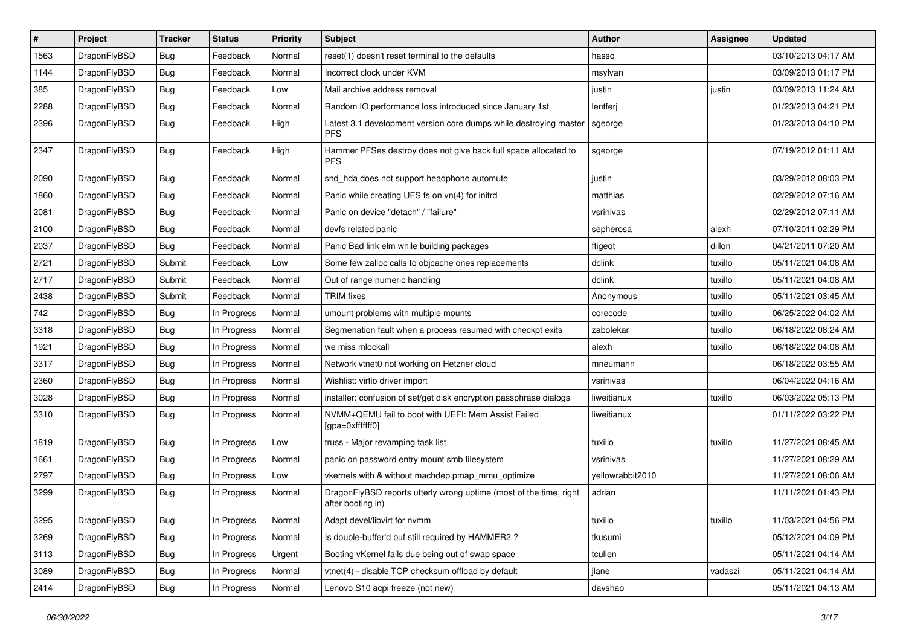| # | Project | Tracker | Status | Priority | Subject | Author | Assignee | Updated |
|---|---|---|---|---|---|---|---|---|
| 1563 | DragonFlyBSD | Bug | Feedback | Normal | reset(1) doesn't reset terminal to the defaults | hasso | | 03/10/2013 04:17 AM |
| 1144 | DragonFlyBSD | Bug | Feedback | Normal | Incorrect clock under KVM | msylvan | | 03/09/2013 01:17 PM |
| 385 | DragonFlyBSD | Bug | Feedback | Low | Mail archive address removal | justin | justin | 03/09/2013 11:24 AM |
| 2288 | DragonFlyBSD | Bug | Feedback | Normal | Random IO performance loss introduced since January 1st | lentferj | | 01/23/2013 04:21 PM |
| 2396 | DragonFlyBSD | Bug | Feedback | High | Latest 3.1 development version core dumps while destroying master PFS | sgeorge | | 01/23/2013 04:10 PM |
| 2347 | DragonFlyBSD | Bug | Feedback | High | Hammer PFSes destroy does not give back full space allocated to PFS | sgeorge | | 07/19/2012 01:11 AM |
| 2090 | DragonFlyBSD | Bug | Feedback | Normal | snd_hda does not support headphone automute | justin | | 03/29/2012 08:03 PM |
| 1860 | DragonFlyBSD | Bug | Feedback | Normal | Panic while creating UFS fs on vn(4) for initrd | matthias | | 02/29/2012 07:16 AM |
| 2081 | DragonFlyBSD | Bug | Feedback | Normal | Panic on device "detach" / "failure" | vsrinivas | | 02/29/2012 07:11 AM |
| 2100 | DragonFlyBSD | Bug | Feedback | Normal | devfs related panic | sepherosa | alexh | 07/10/2011 02:29 PM |
| 2037 | DragonFlyBSD | Bug | Feedback | Normal | Panic Bad link elm while building packages | ftigeot | dillon | 04/21/2011 07:20 AM |
| 2721 | DragonFlyBSD | Submit | Feedback | Low | Some few zalloc calls to objcache ones replacements | dclink | tuxillo | 05/11/2021 04:08 AM |
| 2717 | DragonFlyBSD | Submit | Feedback | Normal | Out of range numeric handling | dclink | tuxillo | 05/11/2021 04:08 AM |
| 2438 | DragonFlyBSD | Submit | Feedback | Normal | TRIM fixes | Anonymous | tuxillo | 05/11/2021 03:45 AM |
| 742 | DragonFlyBSD | Bug | In Progress | Normal | umount problems with multiple mounts | corecode | tuxillo | 06/25/2022 04:02 AM |
| 3318 | DragonFlyBSD | Bug | In Progress | Normal | Segmenation fault when a process resumed with checkpt exits | zabolekar | tuxillo | 06/18/2022 08:24 AM |
| 1921 | DragonFlyBSD | Bug | In Progress | Normal | we miss mlockall | alexh | tuxillo | 06/18/2022 04:08 AM |
| 3317 | DragonFlyBSD | Bug | In Progress | Normal | Network vtnet0 not working on Hetzner cloud | mneumann | | 06/18/2022 03:55 AM |
| 2360 | DragonFlyBSD | Bug | In Progress | Normal | Wishlist: virtio driver import | vsrinivas | | 06/04/2022 04:16 AM |
| 3028 | DragonFlyBSD | Bug | In Progress | Normal | installer: confusion of set/get disk encryption passphrase dialogs | liweitianux | tuxillo | 06/03/2022 05:13 PM |
| 3310 | DragonFlyBSD | Bug | In Progress | Normal | NVMM+QEMU fail to boot with UEFI: Mem Assist Failed [gpa=0xfffffff0] | liweitianux | | 01/11/2022 03:22 PM |
| 1819 | DragonFlyBSD | Bug | In Progress | Low | truss - Major revamping task list | tuxillo | tuxillo | 11/27/2021 08:45 AM |
| 1661 | DragonFlyBSD | Bug | In Progress | Normal | panic on password entry mount smb filesystem | vsrinivas | | 11/27/2021 08:29 AM |
| 2797 | DragonFlyBSD | Bug | In Progress | Low | vkernels with & without machdep.pmap_mmu_optimize | yellowrabbit2010 | | 11/27/2021 08:06 AM |
| 3299 | DragonFlyBSD | Bug | In Progress | Normal | DragonFlyBSD reports utterly wrong uptime (most of the time, right after booting in) | adrian | | 11/11/2021 01:43 PM |
| 3295 | DragonFlyBSD | Bug | In Progress | Normal | Adapt devel/libvirt for nvmm | tuxillo | tuxillo | 11/03/2021 04:56 PM |
| 3269 | DragonFlyBSD | Bug | In Progress | Normal | Is double-buffer'd buf still required by HAMMER2 ? | tkusumi | | 05/12/2021 04:09 PM |
| 3113 | DragonFlyBSD | Bug | In Progress | Urgent | Booting vKernel fails due being out of swap space | tcullen | | 05/11/2021 04:14 AM |
| 3089 | DragonFlyBSD | Bug | In Progress | Normal | vtnet(4) - disable TCP checksum offload by default | jlane | vadaszi | 05/11/2021 04:14 AM |
| 2414 | DragonFlyBSD | Bug | In Progress | Normal | Lenovo S10 acpi freeze (not new) | davshao | | 05/11/2021 04:13 AM |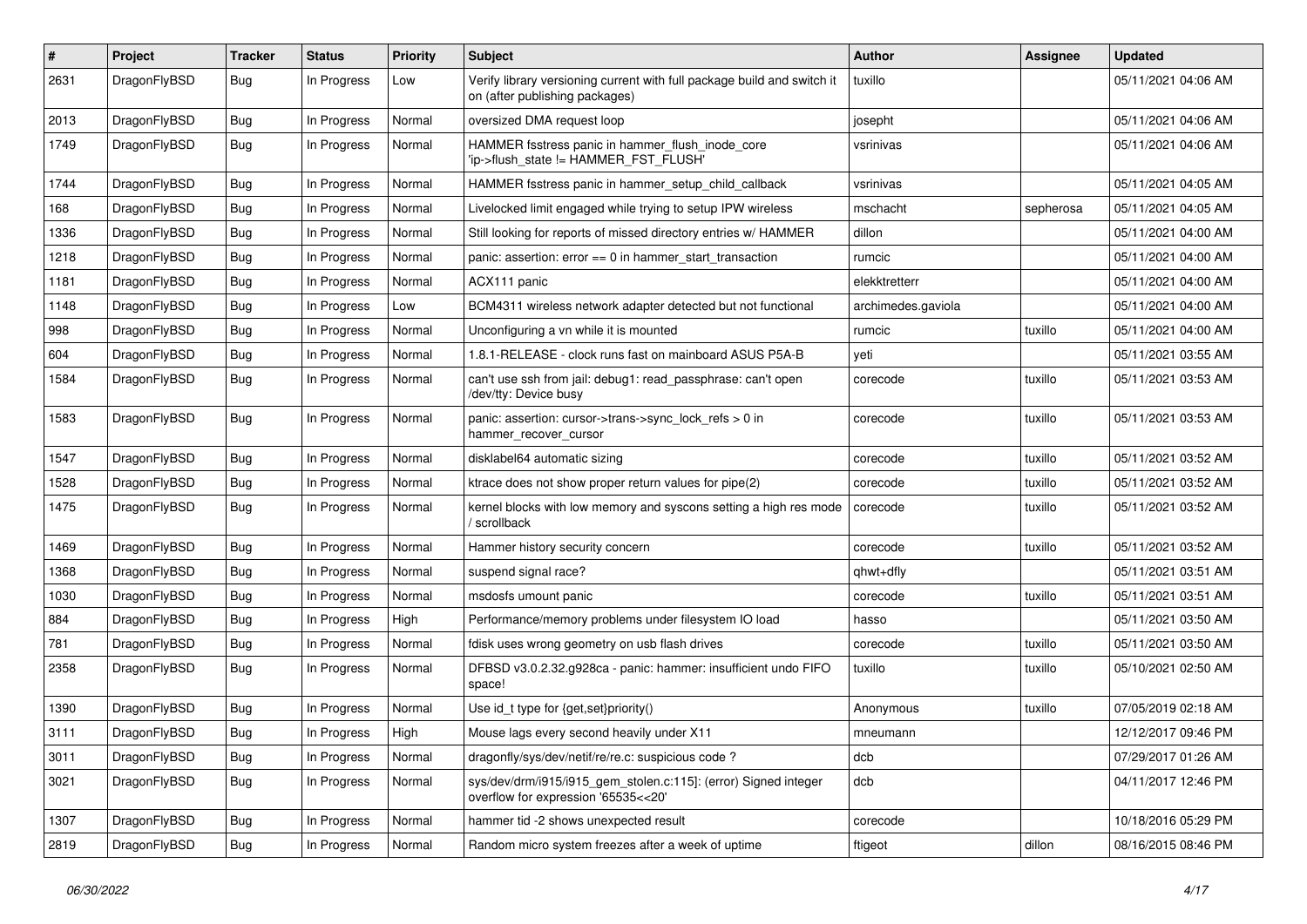| # | Project | Tracker | Status | Priority | Subject | Author | Assignee | Updated |
|---|---|---|---|---|---|---|---|---|
| 2631 | DragonFlyBSD | Bug | In Progress | Low | Verify library versioning current with full package build and switch it on (after publishing packages) | tuxillo | | 05/11/2021 04:06 AM |
| 2013 | DragonFlyBSD | Bug | In Progress | Normal | oversized DMA request loop | josepht | | 05/11/2021 04:06 AM |
| 1749 | DragonFlyBSD | Bug | In Progress | Normal | HAMMER fsstress panic in hammer_flush_inode_core 'ip->flush_state != HAMMER_FST_FLUSH' | vsrinivas | | 05/11/2021 04:06 AM |
| 1744 | DragonFlyBSD | Bug | In Progress | Normal | HAMMER fsstress panic in hammer_setup_child_callback | vsrinivas | | 05/11/2021 04:05 AM |
| 168 | DragonFlyBSD | Bug | In Progress | Normal | Livelocked limit engaged while trying to setup IPW wireless | mschacht | sepherosa | 05/11/2021 04:05 AM |
| 1336 | DragonFlyBSD | Bug | In Progress | Normal | Still looking for reports of missed directory entries w/ HAMMER | dillon | | 05/11/2021 04:00 AM |
| 1218 | DragonFlyBSD | Bug | In Progress | Normal | panic: assertion: error == 0 in hammer_start_transaction | rumcic | | 05/11/2021 04:00 AM |
| 1181 | DragonFlyBSD | Bug | In Progress | Normal | ACX111 panic | elekktretterr | | 05/11/2021 04:00 AM |
| 1148 | DragonFlyBSD | Bug | In Progress | Low | BCM4311 wireless network adapter detected but not functional | archimedes.gaviola | | 05/11/2021 04:00 AM |
| 998 | DragonFlyBSD | Bug | In Progress | Normal | Unconfiguring a vn while it is mounted | rumcic | tuxillo | 05/11/2021 04:00 AM |
| 604 | DragonFlyBSD | Bug | In Progress | Normal | 1.8.1-RELEASE - clock runs fast on mainboard ASUS P5A-B | yeti | | 05/11/2021 03:55 AM |
| 1584 | DragonFlyBSD | Bug | In Progress | Normal | can't use ssh from jail: debug1: read_passphrase: can't open /dev/tty: Device busy | corecode | tuxillo | 05/11/2021 03:53 AM |
| 1583 | DragonFlyBSD | Bug | In Progress | Normal | panic: assertion: cursor->trans->sync_lock_refs > 0 in hammer_recover_cursor | corecode | tuxillo | 05/11/2021 03:53 AM |
| 1547 | DragonFlyBSD | Bug | In Progress | Normal | disklabel64 automatic sizing | corecode | tuxillo | 05/11/2021 03:52 AM |
| 1528 | DragonFlyBSD | Bug | In Progress | Normal | ktrace does not show proper return values for pipe(2) | corecode | tuxillo | 05/11/2021 03:52 AM |
| 1475 | DragonFlyBSD | Bug | In Progress | Normal | kernel blocks with low memory and syscons setting a high res mode / scrollback | corecode | tuxillo | 05/11/2021 03:52 AM |
| 1469 | DragonFlyBSD | Bug | In Progress | Normal | Hammer history security concern | corecode | tuxillo | 05/11/2021 03:52 AM |
| 1368 | DragonFlyBSD | Bug | In Progress | Normal | suspend signal race? | qhwt+dfly | | 05/11/2021 03:51 AM |
| 1030 | DragonFlyBSD | Bug | In Progress | Normal | msdosfs umount panic | corecode | tuxillo | 05/11/2021 03:51 AM |
| 884 | DragonFlyBSD | Bug | In Progress | High | Performance/memory problems under filesystem IO load | hasso | | 05/11/2021 03:50 AM |
| 781 | DragonFlyBSD | Bug | In Progress | Normal | fdisk uses wrong geometry on usb flash drives | corecode | tuxillo | 05/11/2021 03:50 AM |
| 2358 | DragonFlyBSD | Bug | In Progress | Normal | DFBSD v3.0.2.32.g928ca - panic: hammer: insufficient undo FIFO space! | tuxillo | tuxillo | 05/10/2021 02:50 AM |
| 1390 | DragonFlyBSD | Bug | In Progress | Normal | Use id_t type for {get,set}priority() | Anonymous | tuxillo | 07/05/2019 02:18 AM |
| 3111 | DragonFlyBSD | Bug | In Progress | High | Mouse lags every second heavily under X11 | mneumann | | 12/12/2017 09:46 PM |
| 3011 | DragonFlyBSD | Bug | In Progress | Normal | dragonfly/sys/dev/netif/re/re.c: suspicious code ? | dcb | | 07/29/2017 01:26 AM |
| 3021 | DragonFlyBSD | Bug | In Progress | Normal | sys/dev/drm/i915/i915_gem_stolen.c:115]: (error) Signed integer overflow for expression '65535<<20' | dcb | | 04/11/2017 12:46 PM |
| 1307 | DragonFlyBSD | Bug | In Progress | Normal | hammer tid -2 shows unexpected result | corecode | | 10/18/2016 05:29 PM |
| 2819 | DragonFlyBSD | Bug | In Progress | Normal | Random micro system freezes after a week of uptime | ftigeot | dillon | 08/16/2015 08:46 PM |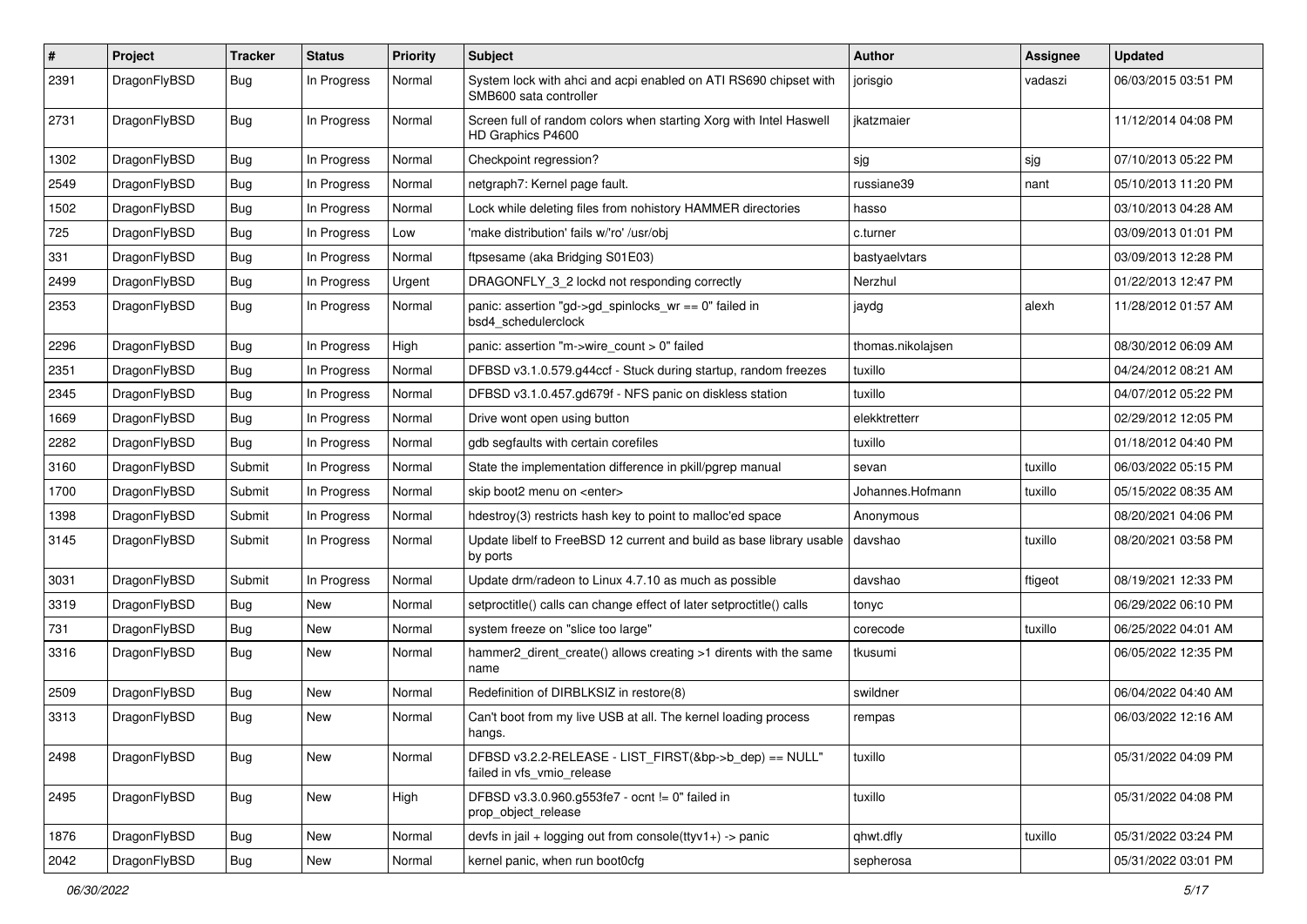| # | Project | Tracker | Status | Priority | Subject | Author | Assignee | Updated |
|---|---|---|---|---|---|---|---|---|
| 2391 | DragonFlyBSD | Bug | In Progress | Normal | System lock with ahci and acpi enabled on ATI RS690 chipset with SMB600 sata controller | jorisgio | vadaszi | 06/03/2015 03:51 PM |
| 2731 | DragonFlyBSD | Bug | In Progress | Normal | Screen full of random colors when starting Xorg with Intel Haswell HD Graphics P4600 | jkatzmaier | | 11/12/2014 04:08 PM |
| 1302 | DragonFlyBSD | Bug | In Progress | Normal | Checkpoint regression? | sjg | sjg | 07/10/2013 05:22 PM |
| 2549 | DragonFlyBSD | Bug | In Progress | Normal | netgraph7: Kernel page fault. | russiane39 | nant | 05/10/2013 11:20 PM |
| 1502 | DragonFlyBSD | Bug | In Progress | Normal | Lock while deleting files from nohistory HAMMER directories | hasso | | 03/10/2013 04:28 AM |
| 725 | DragonFlyBSD | Bug | In Progress | Low | 'make distribution' fails w/'ro' /usr/obj | c.turner | | 03/09/2013 01:01 PM |
| 331 | DragonFlyBSD | Bug | In Progress | Normal | ftpsesame (aka Bridging S01E03) | bastyaelvtars | | 03/09/2013 12:28 PM |
| 2499 | DragonFlyBSD | Bug | In Progress | Urgent | DRAGONFLY_3_2 lockd not responding correctly | Nerzhul | | 01/22/2013 12:47 PM |
| 2353 | DragonFlyBSD | Bug | In Progress | Normal | panic: assertion "gd->gd_spinlocks_wr == 0" failed in bsd4_schedulerclock | jaydg | alexh | 11/28/2012 01:57 AM |
| 2296 | DragonFlyBSD | Bug | In Progress | High | panic: assertion "m->wire_count > 0" failed | thomas.nikolajsen | | 08/30/2012 06:09 AM |
| 2351 | DragonFlyBSD | Bug | In Progress | Normal | DFBSD v3.1.0.579.g44ccf - Stuck during startup, random freezes | tuxillo | | 04/24/2012 08:21 AM |
| 2345 | DragonFlyBSD | Bug | In Progress | Normal | DFBSD v3.1.0.457.gd679f - NFS panic on diskless station | tuxillo | | 04/07/2012 05:22 PM |
| 1669 | DragonFlyBSD | Bug | In Progress | Normal | Drive wont open using button | elekktretterr | | 02/29/2012 12:05 PM |
| 2282 | DragonFlyBSD | Bug | In Progress | Normal | gdb segfaults with certain corefiles | tuxillo | | 01/18/2012 04:40 PM |
| 3160 | DragonFlyBSD | Submit | In Progress | Normal | State the implementation difference in pkill/pgrep manual | sevan | tuxillo | 06/03/2022 05:15 PM |
| 1700 | DragonFlyBSD | Submit | In Progress | Normal | skip boot2 menu on <enter> | Johannes.Hofmann | tuxillo | 05/15/2022 08:35 AM |
| 1398 | DragonFlyBSD | Submit | In Progress | Normal | hdestroy(3) restricts hash key to point to malloc'ed space | Anonymous | | 08/20/2021 04:06 PM |
| 3145 | DragonFlyBSD | Submit | In Progress | Normal | Update libelf to FreeBSD 12 current and build as base library usable by ports | davshao | tuxillo | 08/20/2021 03:58 PM |
| 3031 | DragonFlyBSD | Submit | In Progress | Normal | Update drm/radeon to Linux 4.7.10 as much as possible | davshao | ftigeot | 08/19/2021 12:33 PM |
| 3319 | DragonFlyBSD | Bug | New | Normal | setproctitle() calls can change effect of later setproctitle() calls | tonyc | | 06/29/2022 06:10 PM |
| 731 | DragonFlyBSD | Bug | New | Normal | system freeze on "slice too large" | corecode | tuxillo | 06/25/2022 04:01 AM |
| 3316 | DragonFlyBSD | Bug | New | Normal | hammer2_dirent_create() allows creating >1 dirents with the same name | tkusumi | | 06/05/2022 12:35 PM |
| 2509 | DragonFlyBSD | Bug | New | Normal | Redefinition of DIRBLKSIZ in restore(8) | swildner | | 06/04/2022 04:40 AM |
| 3313 | DragonFlyBSD | Bug | New | Normal | Can't boot from my live USB at all. The kernel loading process hangs. | rempas | | 06/03/2022 12:16 AM |
| 2498 | DragonFlyBSD | Bug | New | Normal | DFBSD v3.2.2-RELEASE - LIST_FIRST(&bp->b_dep) == NULL" failed in vfs_vmio_release | tuxillo | | 05/31/2022 04:09 PM |
| 2495 | DragonFlyBSD | Bug | New | High | DFBSD v3.3.0.960.g553fe7 - ocnt != 0" failed in prop_object_release | tuxillo | | 05/31/2022 04:08 PM |
| 1876 | DragonFlyBSD | Bug | New | Normal | devfs in jail + logging out from console(ttyv1+) -> panic | qhwt.dfly | tuxillo | 05/31/2022 03:24 PM |
| 2042 | DragonFlyBSD | Bug | New | Normal | kernel panic, when run boot0cfg | sepherosa | | 05/31/2022 03:01 PM |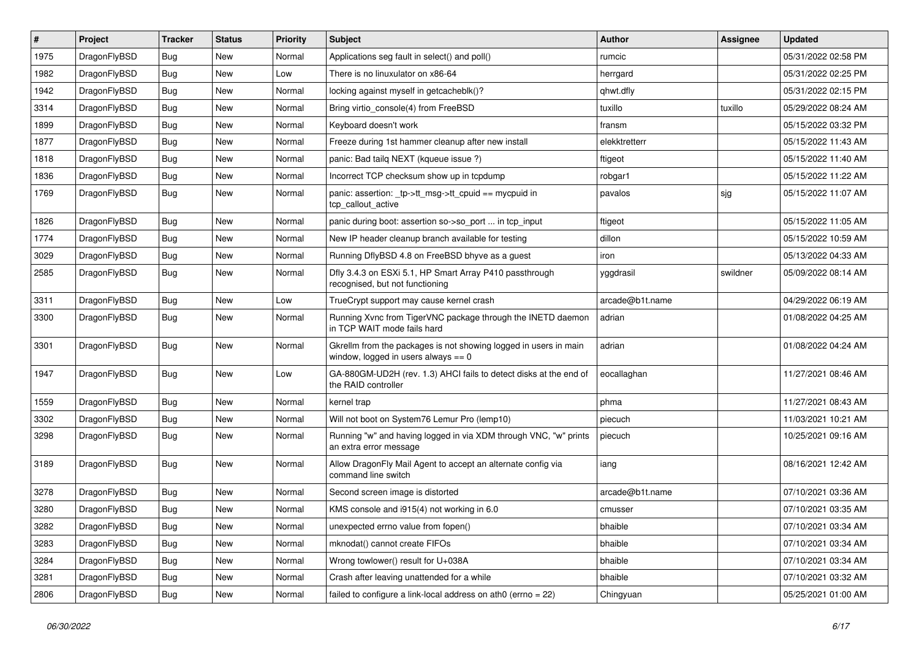| # | Project | Tracker | Status | Priority | Subject | Author | Assignee | Updated |
|---|---|---|---|---|---|---|---|---|
| 1975 | DragonFlyBSD | Bug | New | Normal | Applications seg fault in select() and poll() | rumcic | | 05/31/2022 02:58 PM |
| 1982 | DragonFlyBSD | Bug | New | Low | There is no linuxulator on x86-64 | herrgard | | 05/31/2022 02:25 PM |
| 1942 | DragonFlyBSD | Bug | New | Normal | locking against myself in getcacheblk()? | qhwt.dfly | | 05/31/2022 02:15 PM |
| 3314 | DragonFlyBSD | Bug | New | Normal | Bring virtio_console(4) from FreeBSD | tuxillo | tuxillo | 05/29/2022 08:24 AM |
| 1899 | DragonFlyBSD | Bug | New | Normal | Keyboard doesn't work | fransm | | 05/15/2022 03:32 PM |
| 1877 | DragonFlyBSD | Bug | New | Normal | Freeze during 1st hammer cleanup after new install | elekktretterr | | 05/15/2022 11:43 AM |
| 1818 | DragonFlyBSD | Bug | New | Normal | panic: Bad tailq NEXT (kqueue issue ?) | ftigeot | | 05/15/2022 11:40 AM |
| 1836 | DragonFlyBSD | Bug | New | Normal | Incorrect TCP checksum show up in tcpdump | robgar1 | | 05/15/2022 11:22 AM |
| 1769 | DragonFlyBSD | Bug | New | Normal | panic: assertion: _tp->tt_msg->tt_cpuid == mycpuid in tcp_callout_active | pavalos | sjg | 05/15/2022 11:07 AM |
| 1826 | DragonFlyBSD | Bug | New | Normal | panic during boot: assertion so->so_port ... in tcp_input | ftigeot | | 05/15/2022 11:05 AM |
| 1774 | DragonFlyBSD | Bug | New | Normal | New IP header cleanup branch available for testing | dillon | | 05/15/2022 10:59 AM |
| 3029 | DragonFlyBSD | Bug | New | Normal | Running DflyBSD 4.8 on FreeBSD bhyve as a guest | iron | | 05/13/2022 04:33 AM |
| 2585 | DragonFlyBSD | Bug | New | Normal | Dfly 3.4.3 on ESXi 5.1, HP Smart Array P410 passthrough recognised, but not functioning | yggdrasil | swildner | 05/09/2022 08:14 AM |
| 3311 | DragonFlyBSD | Bug | New | Low | TrueCrypt support may cause kernel crash | arcade@b1t.name | | 04/29/2022 06:19 AM |
| 3300 | DragonFlyBSD | Bug | New | Normal | Running Xvnc from TigerVNC package through the INETD daemon in TCP WAIT mode fails hard | adrian | | 01/08/2022 04:25 AM |
| 3301 | DragonFlyBSD | Bug | New | Normal | Gkrellm from the packages is not showing logged in users in main window, logged in users always == 0 | adrian | | 01/08/2022 04:24 AM |
| 1947 | DragonFlyBSD | Bug | New | Low | GA-880GM-UD2H (rev. 1.3) AHCI fails to detect disks at the end of the RAID controller | eocallaghan | | 11/27/2021 08:46 AM |
| 1559 | DragonFlyBSD | Bug | New | Normal | kernel trap | phma | | 11/27/2021 08:43 AM |
| 3302 | DragonFlyBSD | Bug | New | Normal | Will not boot on System76 Lemur Pro (lemp10) | piecuch | | 11/03/2021 10:21 AM |
| 3298 | DragonFlyBSD | Bug | New | Normal | Running "w" and having logged in via XDM through VNC, "w" prints an extra error message | piecuch | | 10/25/2021 09:16 AM |
| 3189 | DragonFlyBSD | Bug | New | Normal | Allow DragonFly Mail Agent to accept an alternate config via command line switch | iang | | 08/16/2021 12:42 AM |
| 3278 | DragonFlyBSD | Bug | New | Normal | Second screen image is distorted | arcade@b1t.name | | 07/10/2021 03:36 AM |
| 3280 | DragonFlyBSD | Bug | New | Normal | KMS console and i915(4) not working in 6.0 | cmusser | | 07/10/2021 03:35 AM |
| 3282 | DragonFlyBSD | Bug | New | Normal | unexpected errno value from fopen() | bhaible | | 07/10/2021 03:34 AM |
| 3283 | DragonFlyBSD | Bug | New | Normal | mknodat() cannot create FIFOs | bhaible | | 07/10/2021 03:34 AM |
| 3284 | DragonFlyBSD | Bug | New | Normal | Wrong towlower() result for U+038A | bhaible | | 07/10/2021 03:34 AM |
| 3281 | DragonFlyBSD | Bug | New | Normal | Crash after leaving unattended for a while | bhaible | | 07/10/2021 03:32 AM |
| 2806 | DragonFlyBSD | Bug | New | Normal | failed to configure a link-local address on ath0 (errno = 22) | Chingyuan | | 05/25/2021 01:00 AM |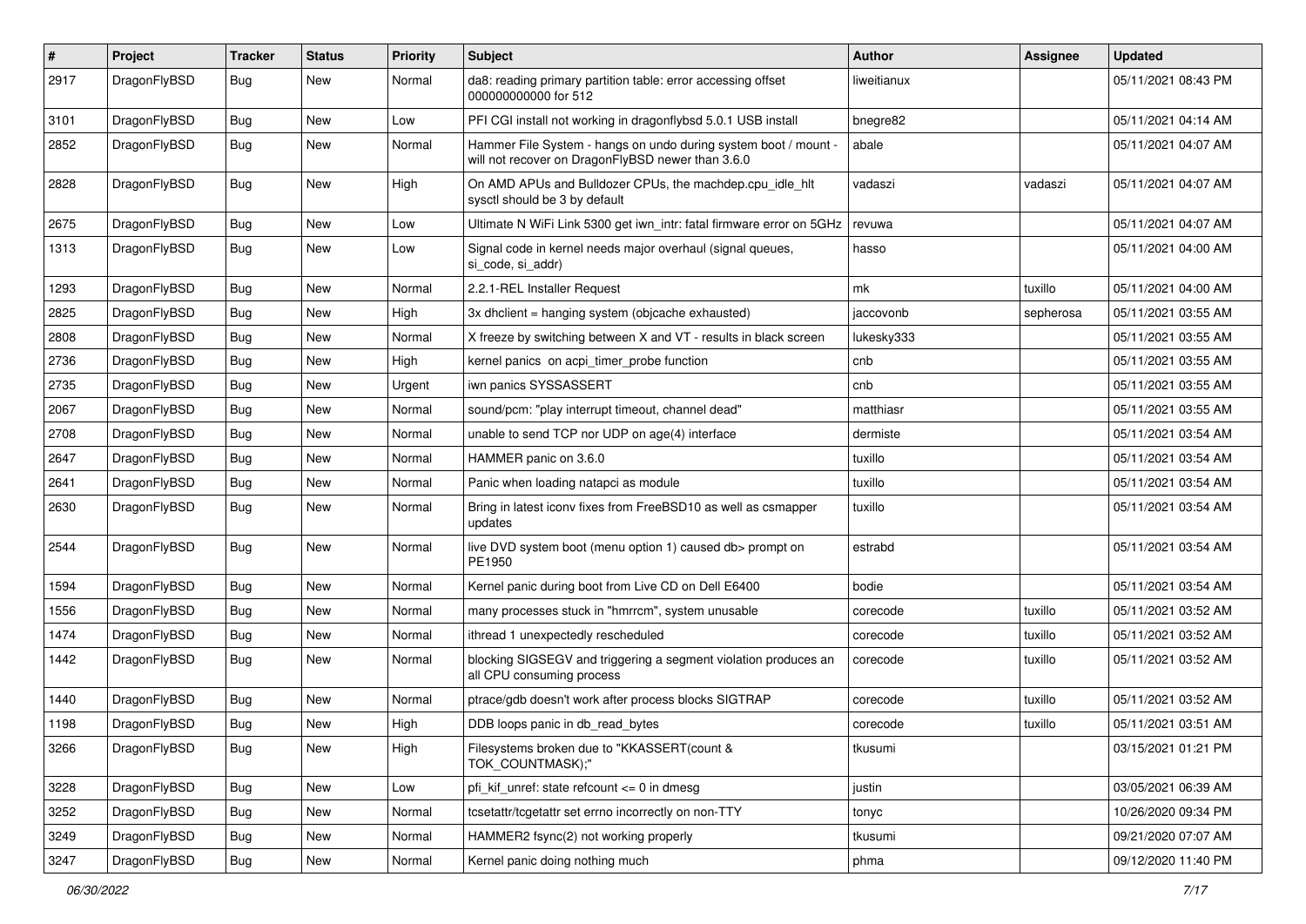| # | Project | Tracker | Status | Priority | Subject | Author | Assignee | Updated |
|---|---|---|---|---|---|---|---|---|
| 2917 | DragonFlyBSD | Bug | New | Normal | da8: reading primary partition table: error accessing offset 000000000000 for 512 | liweitianux | | 05/11/2021 08:43 PM |
| 3101 | DragonFlyBSD | Bug | New | Low | PFI CGI install not working in dragonflybsd 5.0.1 USB install | bnegre82 | | 05/11/2021 04:14 AM |
| 2852 | DragonFlyBSD | Bug | New | Normal | Hammer File System - hangs on undo during system boot / mount - will not recover on DragonFlyBSD newer than 3.6.0 | abale | | 05/11/2021 04:07 AM |
| 2828 | DragonFlyBSD | Bug | New | High | On AMD APUs and Bulldozer CPUs, the machdep.cpu_idle_hlt sysctl should be 3 by default | vadaszi | vadaszi | 05/11/2021 04:07 AM |
| 2675 | DragonFlyBSD | Bug | New | Low | Ultimate N WiFi Link 5300 get iwn_intr: fatal firmware error on 5GHz | revuwa | | 05/11/2021 04:07 AM |
| 1313 | DragonFlyBSD | Bug | New | Low | Signal code in kernel needs major overhaul (signal queues, si_code, si_addr) | hasso | | 05/11/2021 04:00 AM |
| 1293 | DragonFlyBSD | Bug | New | Normal | 2.2.1-REL Installer Request | mk | tuxillo | 05/11/2021 04:00 AM |
| 2825 | DragonFlyBSD | Bug | New | High | 3x dhclient = hanging system (objcache exhausted) | jaccovonb | sepherosa | 05/11/2021 03:55 AM |
| 2808 | DragonFlyBSD | Bug | New | Normal | X freeze by switching between X and VT - results in black screen | lukesky333 | | 05/11/2021 03:55 AM |
| 2736 | DragonFlyBSD | Bug | New | High | kernel panics on acpi_timer_probe function | cnb | | 05/11/2021 03:55 AM |
| 2735 | DragonFlyBSD | Bug | New | Urgent | iwn panics SYSSASSERT | cnb | | 05/11/2021 03:55 AM |
| 2067 | DragonFlyBSD | Bug | New | Normal | sound/pcm: "play interrupt timeout, channel dead" | matthiasr | | 05/11/2021 03:55 AM |
| 2708 | DragonFlyBSD | Bug | New | Normal | unable to send TCP nor UDP on age(4) interface | dermiste | | 05/11/2021 03:54 AM |
| 2647 | DragonFlyBSD | Bug | New | Normal | HAMMER panic on 3.6.0 | tuxillo | | 05/11/2021 03:54 AM |
| 2641 | DragonFlyBSD | Bug | New | Normal | Panic when loading natapci as module | tuxillo | | 05/11/2021 03:54 AM |
| 2630 | DragonFlyBSD | Bug | New | Normal | Bring in latest iconv fixes from FreeBSD10 as well as csmapper updates | tuxillo | | 05/11/2021 03:54 AM |
| 2544 | DragonFlyBSD | Bug | New | Normal | live DVD system boot (menu option 1) caused db> prompt on PE1950 | estrabd | | 05/11/2021 03:54 AM |
| 1594 | DragonFlyBSD | Bug | New | Normal | Kernel panic during boot from Live CD on Dell E6400 | bodie | | 05/11/2021 03:54 AM |
| 1556 | DragonFlyBSD | Bug | New | Normal | many processes stuck in "hmrrcm", system unusable | corecode | tuxillo | 05/11/2021 03:52 AM |
| 1474 | DragonFlyBSD | Bug | New | Normal | ithread 1 unexpectedly rescheduled | corecode | tuxillo | 05/11/2021 03:52 AM |
| 1442 | DragonFlyBSD | Bug | New | Normal | blocking SIGSEGV and triggering a segment violation produces an all CPU consuming process | corecode | tuxillo | 05/11/2021 03:52 AM |
| 1440 | DragonFlyBSD | Bug | New | Normal | ptrace/gdb doesn't work after process blocks SIGTRAP | corecode | tuxillo | 05/11/2021 03:52 AM |
| 1198 | DragonFlyBSD | Bug | New | High | DDB loops panic in db_read_bytes | corecode | tuxillo | 05/11/2021 03:51 AM |
| 3266 | DragonFlyBSD | Bug | New | High | Filesystems broken due to "KKASSERT(count & TOK_COUNTMASK);" | tkusumi | | 03/15/2021 01:21 PM |
| 3228 | DragonFlyBSD | Bug | New | Low | pfi_kif_unref: state refcount <= 0 in dmesg | justin | | 03/05/2021 06:39 AM |
| 3252 | DragonFlyBSD | Bug | New | Normal | tcsetattr/tcgetattr set errno incorrectly on non-TTY | tonyc | | 10/26/2020 09:34 PM |
| 3249 | DragonFlyBSD | Bug | New | Normal | HAMMER2 fsync(2) not working properly | tkusumi | | 09/21/2020 07:07 AM |
| 3247 | DragonFlyBSD | Bug | New | Normal | Kernel panic doing nothing much | phma | | 09/12/2020 11:40 PM |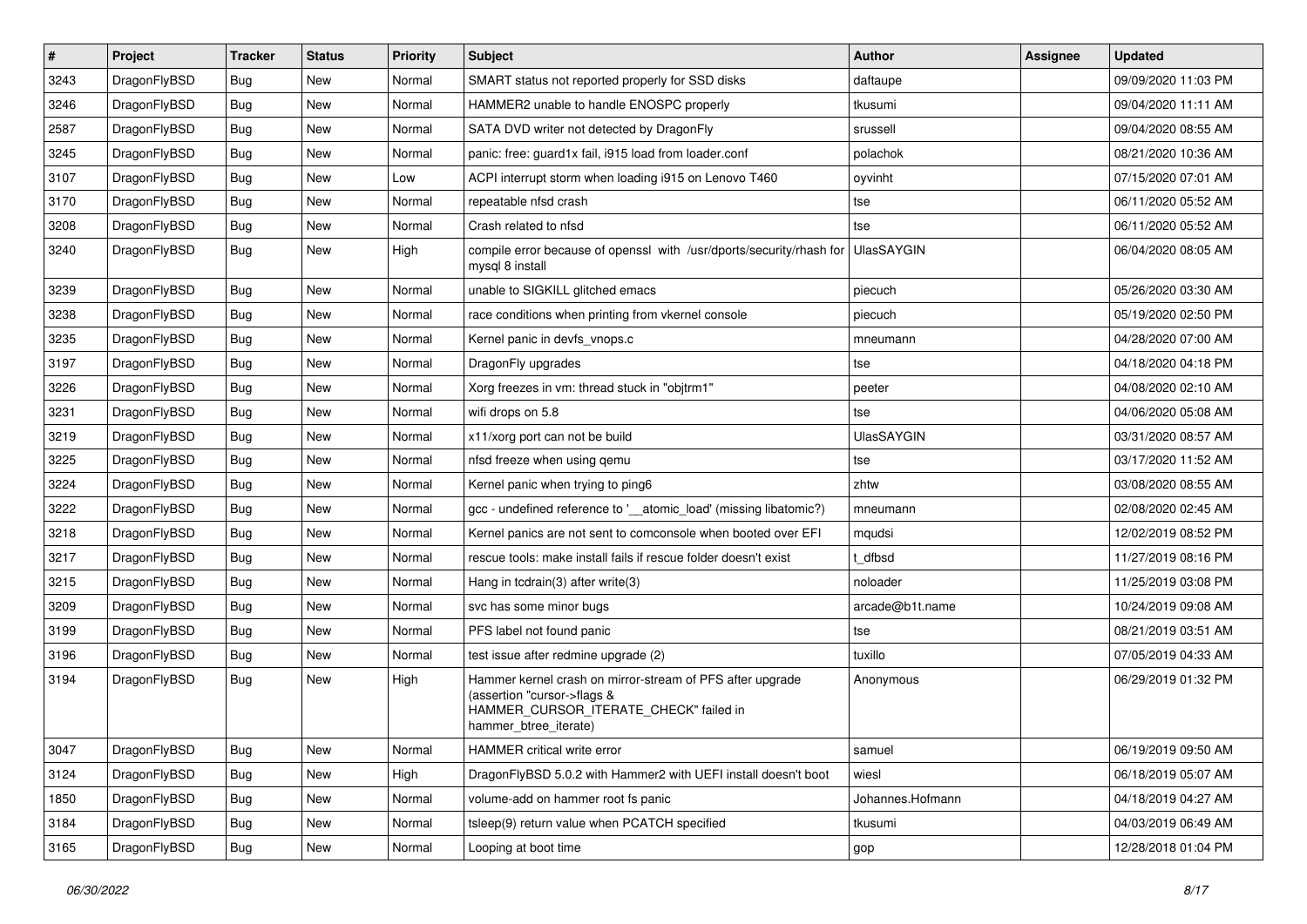| # | Project | Tracker | Status | Priority | Subject | Author | Assignee | Updated |
|---|---|---|---|---|---|---|---|---|
| 3243 | DragonFlyBSD | Bug | New | Normal | SMART status not reported properly for SSD disks | daftaupe | | 09/09/2020 11:03 PM |
| 3246 | DragonFlyBSD | Bug | New | Normal | HAMMER2 unable to handle ENOSPC properly | tkusumi | | 09/04/2020 11:11 AM |
| 2587 | DragonFlyBSD | Bug | New | Normal | SATA DVD writer not detected by DragonFly | srussell | | 09/04/2020 08:55 AM |
| 3245 | DragonFlyBSD | Bug | New | Normal | panic: free: guard1x fail, i915 load from loader.conf | polachok | | 08/21/2020 10:36 AM |
| 3107 | DragonFlyBSD | Bug | New | Low | ACPI interrupt storm when loading i915 on Lenovo T460 | oyvinht | | 07/15/2020 07:01 AM |
| 3170 | DragonFlyBSD | Bug | New | Normal | repeatable nfsd crash | tse | | 06/11/2020 05:52 AM |
| 3208 | DragonFlyBSD | Bug | New | Normal | Crash related to nfsd | tse | | 06/11/2020 05:52 AM |
| 3240 | DragonFlyBSD | Bug | New | High | compile error because of openssl with /usr/dports/security/rhash for mysql 8 install | UlasSAYGIN | | 06/04/2020 08:05 AM |
| 3239 | DragonFlyBSD | Bug | New | Normal | unable to SIGKILL glitched emacs | piecuch | | 05/26/2020 03:30 AM |
| 3238 | DragonFlyBSD | Bug | New | Normal | race conditions when printing from vkernel console | piecuch | | 05/19/2020 02:50 PM |
| 3235 | DragonFlyBSD | Bug | New | Normal | Kernel panic in devfs_vnops.c | mneumann | | 04/28/2020 07:00 AM |
| 3197 | DragonFlyBSD | Bug | New | Normal | DragonFly upgrades | tse | | 04/18/2020 04:18 PM |
| 3226 | DragonFlyBSD | Bug | New | Normal | Xorg freezes in vm: thread stuck in "objtrm1" | peeter | | 04/08/2020 02:10 AM |
| 3231 | DragonFlyBSD | Bug | New | Normal | wifi drops on 5.8 | tse | | 04/06/2020 05:08 AM |
| 3219 | DragonFlyBSD | Bug | New | Normal | x11/xorg port can not be build | UlasSAYGIN | | 03/31/2020 08:57 AM |
| 3225 | DragonFlyBSD | Bug | New | Normal | nfsd freeze when using qemu | tse | | 03/17/2020 11:52 AM |
| 3224 | DragonFlyBSD | Bug | New | Normal | Kernel panic when trying to ping6 | zhtw | | 03/08/2020 08:55 AM |
| 3222 | DragonFlyBSD | Bug | New | Normal | gcc - undefined reference to '__atomic_load' (missing libatomic?) | mneumann | | 02/08/2020 02:45 AM |
| 3218 | DragonFlyBSD | Bug | New | Normal | Kernel panics are not sent to comconsole when booted over EFI | mqudsi | | 12/02/2019 08:52 PM |
| 3217 | DragonFlyBSD | Bug | New | Normal | rescue tools: make install fails if rescue folder doesn't exist | t_dfbsd | | 11/27/2019 08:16 PM |
| 3215 | DragonFlyBSD | Bug | New | Normal | Hang in tcdrain(3) after write(3) | noloader | | 11/25/2019 03:08 PM |
| 3209 | DragonFlyBSD | Bug | New | Normal | svc has some minor bugs | arcade@b1t.name | | 10/24/2019 09:08 AM |
| 3199 | DragonFlyBSD | Bug | New | Normal | PFS label not found panic | tse | | 08/21/2019 03:51 AM |
| 3196 | DragonFlyBSD | Bug | New | Normal | test issue after redmine upgrade (2) | tuxillo | | 07/05/2019 04:33 AM |
| 3194 | DragonFlyBSD | Bug | New | High | Hammer kernel crash on mirror-stream of PFS after upgrade (assertion "cursor->flags & HAMMER_CURSOR_ITERATE_CHECK" failed in hammer_btree_iterate) | Anonymous | | 06/29/2019 01:32 PM |
| 3047 | DragonFlyBSD | Bug | New | Normal | HAMMER critical write error | samuel | | 06/19/2019 09:50 AM |
| 3124 | DragonFlyBSD | Bug | New | High | DragonFlyBSD 5.0.2 with Hammer2 with UEFI install doesn't boot | wiesl | | 06/18/2019 05:07 AM |
| 1850 | DragonFlyBSD | Bug | New | Normal | volume-add on hammer root fs panic | Johannes.Hofmann | | 04/18/2019 04:27 AM |
| 3184 | DragonFlyBSD | Bug | New | Normal | tsleep(9) return value when PCATCH specified | tkusumi | | 04/03/2019 06:49 AM |
| 3165 | DragonFlyBSD | Bug | New | Normal | Looping at boot time | gop | | 12/28/2018 01:04 PM |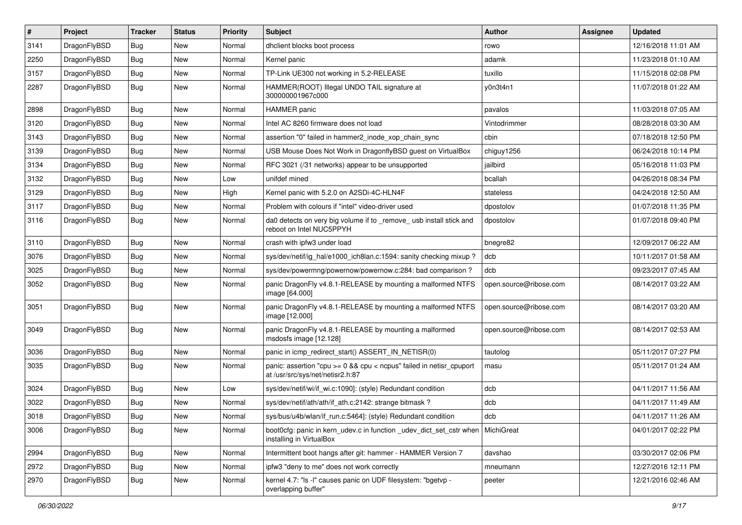| # | Project | Tracker | Status | Priority | Subject | Author | Assignee | Updated |
|---|---|---|---|---|---|---|---|---|
| 3141 | DragonFlyBSD | Bug | New | Normal | dhclient blocks boot process | rowo | | 12/16/2018 11:01 AM |
| 2250 | DragonFlyBSD | Bug | New | Normal | Kernel panic | adamk | | 11/23/2018 01:10 AM |
| 3157 | DragonFlyBSD | Bug | New | Normal | TP-Link UE300 not working in 5.2-RELEASE | tuxillo | | 11/15/2018 02:08 PM |
| 2287 | DragonFlyBSD | Bug | New | Normal | HAMMER(ROOT) Illegal UNDO TAIL signature at 300000001967c000 | y0n3t4n1 | | 11/07/2018 01:22 AM |
| 2898 | DragonFlyBSD | Bug | New | Normal | HAMMER panic | pavalos | | 11/03/2018 07:05 AM |
| 3120 | DragonFlyBSD | Bug | New | Normal | Intel AC 8260 firmware does not load | Vintodrimmer | | 08/28/2018 03:30 AM |
| 3143 | DragonFlyBSD | Bug | New | Normal | assertion "0" failed in hammer2_inode_xop_chain_sync | cbin | | 07/18/2018 12:50 PM |
| 3139 | DragonFlyBSD | Bug | New | Normal | USB Mouse Does Not Work in DragonflyBSD guest on VirtualBox | chiguy1256 | | 06/24/2018 10:14 PM |
| 3134 | DragonFlyBSD | Bug | New | Normal | RFC 3021 (/31 networks) appear to be unsupported | jailbird | | 05/16/2018 11:03 PM |
| 3132 | DragonFlyBSD | Bug | New | Low | unifdef mined | bcallah | | 04/26/2018 08:34 PM |
| 3129 | DragonFlyBSD | Bug | New | High | Kernel panic with 5.2.0 on A2SDi-4C-HLN4F | stateless | | 04/24/2018 12:50 AM |
| 3117 | DragonFlyBSD | Bug | New | Normal | Problem with colours if "intel" video-driver used | dpostolov | | 01/07/2018 11:35 PM |
| 3116 | DragonFlyBSD | Bug | New | Normal | da0 detects on very big volume if to _remove_ usb install stick and reboot on Intel NUC5PPYH | dpostolov | | 01/07/2018 09:40 PM |
| 3110 | DragonFlyBSD | Bug | New | Normal | crash with ipfw3 under load | bnegre82 | | 12/09/2017 06:22 AM |
| 3076 | DragonFlyBSD | Bug | New | Normal | sys/dev/netif/ig_hal/e1000_ich8lan.c:1594: sanity checking mixup ? | dcb | | 10/11/2017 01:58 AM |
| 3025 | DragonFlyBSD | Bug | New | Normal | sys/dev/powermng/powernow/powernow.c:284: bad comparison ? | dcb | | 09/23/2017 07:45 AM |
| 3052 | DragonFlyBSD | Bug | New | Normal | panic DragonFly v4.8.1-RELEASE by mounting a malformed NTFS image [64.000] | open.source@ribose.com | | 08/14/2017 03:22 AM |
| 3051 | DragonFlyBSD | Bug | New | Normal | panic DragonFly v4.8.1-RELEASE by mounting a malformed NTFS image [12.000] | open.source@ribose.com | | 08/14/2017 03:20 AM |
| 3049 | DragonFlyBSD | Bug | New | Normal | panic DragonFly v4.8.1-RELEASE by mounting a malformed msdosfs image [12.128] | open.source@ribose.com | | 08/14/2017 02:53 AM |
| 3036 | DragonFlyBSD | Bug | New | Normal | panic in icmp_redirect_start() ASSERT_IN_NETISR(0) | tautolog | | 05/11/2017 07:27 PM |
| 3035 | DragonFlyBSD | Bug | New | Normal | panic: assertion "cpu >= 0 && cpu < ncpus" failed in netisr_cpuport at /usr/src/sys/net/netisr2.h:87 | masu | | 05/11/2017 01:24 AM |
| 3024 | DragonFlyBSD | Bug | New | Low | sys/dev/netif/wi/if_wi.c:1090]: (style) Redundant condition | dcb | | 04/11/2017 11:56 AM |
| 3022 | DragonFlyBSD | Bug | New | Normal | sys/dev/netif/ath/ath/if_ath.c:2142: strange bitmask ? | dcb | | 04/11/2017 11:49 AM |
| 3018 | DragonFlyBSD | Bug | New | Normal | sys/bus/u4b/wlan/if_run.c:5464]: (style) Redundant condition | dcb | | 04/11/2017 11:26 AM |
| 3006 | DragonFlyBSD | Bug | New | Normal | boot0cfg: panic in kern_udev.c in function _udev_dict_set_cstr when installing in VirtualBox | MichiGreat | | 04/01/2017 02:22 PM |
| 2994 | DragonFlyBSD | Bug | New | Normal | Intermittent boot hangs after git: hammer - HAMMER Version 7 | davshao | | 03/30/2017 02:06 PM |
| 2972 | DragonFlyBSD | Bug | New | Normal | ipfw3 "deny to me" does not work correctly | mneumann | | 12/27/2016 12:11 PM |
| 2970 | DragonFlyBSD | Bug | New | Normal | kernel 4.7: "ls -l" causes panic on UDF filesystem: "bgetvp - overlapping buffer" | peeter | | 12/21/2016 02:46 AM |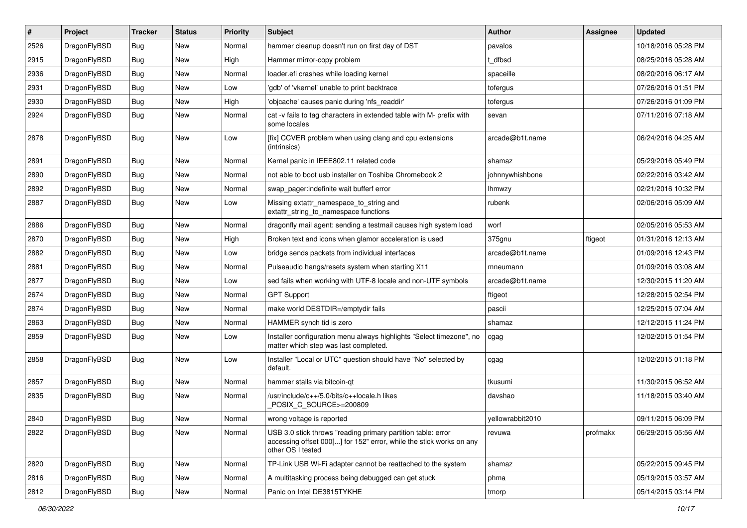| # | Project | Tracker | Status | Priority | Subject | Author | Assignee | Updated |
|---|---|---|---|---|---|---|---|---|
| 2526 | DragonFlyBSD | Bug | New | Normal | hammer cleanup doesn't run on first day of DST | pavalos | | 10/18/2016 05:28 PM |
| 2915 | DragonFlyBSD | Bug | New | High | Hammer mirror-copy problem | t_dfbsd | | 08/25/2016 05:28 AM |
| 2936 | DragonFlyBSD | Bug | New | Normal | loader.efi crashes while loading kernel | spaceille | | 08/20/2016 06:17 AM |
| 2931 | DragonFlyBSD | Bug | New | Low | 'gdb' of 'vkernel' unable to print backtrace | tofergus | | 07/26/2016 01:51 PM |
| 2930 | DragonFlyBSD | Bug | New | High | 'objcache' causes panic during 'nfs_readdir' | tofergus | | 07/26/2016 01:09 PM |
| 2924 | DragonFlyBSD | Bug | New | Normal | cat -v fails to tag characters in extended table with M- prefix with some locales | sevan | | 07/11/2016 07:18 AM |
| 2878 | DragonFlyBSD | Bug | New | Low | [fix] CCVER problem when using clang and cpu extensions (intrinsics) | arcade@b1t.name | | 06/24/2016 04:25 AM |
| 2891 | DragonFlyBSD | Bug | New | Normal | Kernel panic in IEEE802.11 related code | shamaz | | 05/29/2016 05:49 PM |
| 2890 | DragonFlyBSD | Bug | New | Normal | not able to boot usb installer on Toshiba Chromebook 2 | johnnywhishbone | | 02/22/2016 03:42 AM |
| 2892 | DragonFlyBSD | Bug | New | Normal | swap_pager:indefinite wait bufferf error | lhmwzy | | 02/21/2016 10:32 PM |
| 2887 | DragonFlyBSD | Bug | New | Low | Missing extattr_namespace_to_string and extattr_string_to_namespace functions | rubenk | | 02/06/2016 05:09 AM |
| 2886 | DragonFlyBSD | Bug | New | Normal | dragonfly mail agent: sending a testmail causes high system load | worf | | 02/05/2016 05:53 AM |
| 2870 | DragonFlyBSD | Bug | New | High | Broken text and icons when glamor acceleration is used | 375gnu | ftigeot | 01/31/2016 12:13 AM |
| 2882 | DragonFlyBSD | Bug | New | Low | bridge sends packets from individual interfaces | arcade@b1t.name | | 01/09/2016 12:43 PM |
| 2881 | DragonFlyBSD | Bug | New | Normal | Pulseaudio hangs/resets system when starting X11 | mneumann | | 01/09/2016 03:08 AM |
| 2877 | DragonFlyBSD | Bug | New | Low | sed fails when working with UTF-8 locale and non-UTF symbols | arcade@b1t.name | | 12/30/2015 11:20 AM |
| 2674 | DragonFlyBSD | Bug | New | Normal | GPT Support | ftigeot | | 12/28/2015 02:54 PM |
| 2874 | DragonFlyBSD | Bug | New | Normal | make world DESTDIR=/emptydir fails | pascii | | 12/25/2015 07:04 AM |
| 2863 | DragonFlyBSD | Bug | New | Normal | HAMMER synch tid is zero | shamaz | | 12/12/2015 11:24 PM |
| 2859 | DragonFlyBSD | Bug | New | Low | Installer configuration menu always highlights "Select timezone", no matter which step was last completed. | cgag | | 12/02/2015 01:54 PM |
| 2858 | DragonFlyBSD | Bug | New | Low | Installer "Local or UTC" question should have "No" selected by default. | cgag | | 12/02/2015 01:18 PM |
| 2857 | DragonFlyBSD | Bug | New | Normal | hammer stalls via bitcoin-qt | tkusumi | | 11/30/2015 06:52 AM |
| 2835 | DragonFlyBSD | Bug | New | Normal | /usr/include/c++/5.0/bits/c++locale.h likes _POSIX_C_SOURCE>=200809 | davshao | | 11/18/2015 03:40 AM |
| 2840 | DragonFlyBSD | Bug | New | Normal | wrong voltage is reported | yellowrabbit2010 | | 09/11/2015 06:09 PM |
| 2822 | DragonFlyBSD | Bug | New | Normal | USB 3.0 stick throws "reading primary partition table: error accessing offset 000[...] for 152" error, while the stick works on any other OS I tested | revuwa | profmakx | 06/29/2015 05:56 AM |
| 2820 | DragonFlyBSD | Bug | New | Normal | TP-Link USB Wi-Fi adapter cannot be reattached to the system | shamaz | | 05/22/2015 09:45 PM |
| 2816 | DragonFlyBSD | Bug | New | Normal | A multitasking process being debugged can get stuck | phma | | 05/19/2015 03:57 AM |
| 2812 | DragonFlyBSD | Bug | New | Normal | Panic on Intel DE3815TYKHE | tmorp | | 05/14/2015 03:14 PM |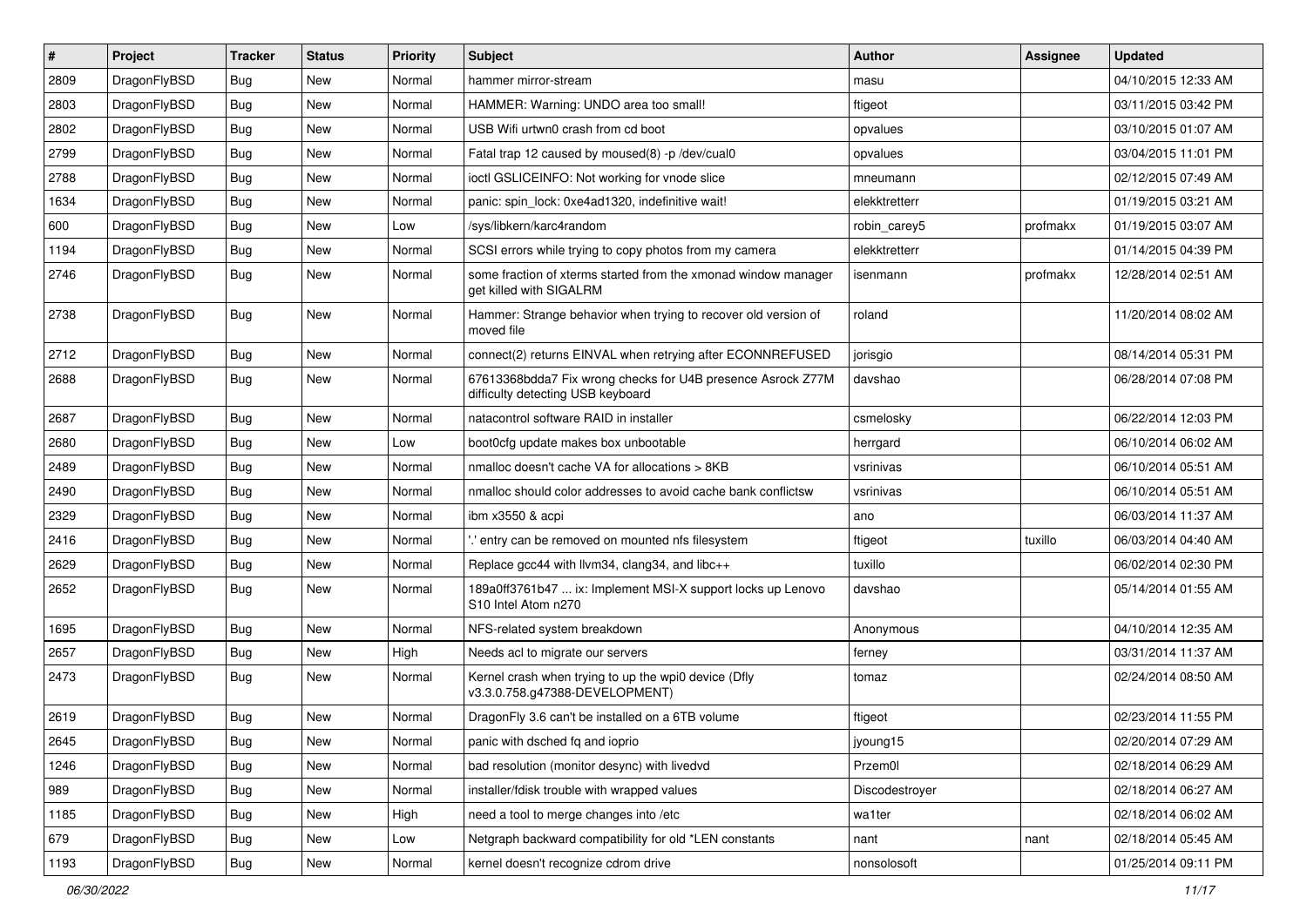| # | Project | Tracker | Status | Priority | Subject | Author | Assignee | Updated |
|---|---|---|---|---|---|---|---|---|
| 2809 | DragonFlyBSD | Bug | New | Normal | hammer mirror-stream | masu | | 04/10/2015 12:33 AM |
| 2803 | DragonFlyBSD | Bug | New | Normal | HAMMER: Warning: UNDO area too small! | ftigeot | | 03/11/2015 03:42 PM |
| 2802 | DragonFlyBSD | Bug | New | Normal | USB Wifi urtwn0 crash from cd boot | opvalues | | 03/10/2015 01:07 AM |
| 2799 | DragonFlyBSD | Bug | New | Normal | Fatal trap 12 caused by moused(8) -p /dev/cual0 | opvalues | | 03/04/2015 11:01 PM |
| 2788 | DragonFlyBSD | Bug | New | Normal | ioctl GSLICEINFO: Not working for vnode slice | mneumann | | 02/12/2015 07:49 AM |
| 1634 | DragonFlyBSD | Bug | New | Normal | panic: spin_lock: 0xe4ad1320, indefinitive wait! | elekktretterr | | 01/19/2015 03:21 AM |
| 600 | DragonFlyBSD | Bug | New | Low | /sys/libkern/karc4random | robin_carey5 | profmakx | 01/19/2015 03:07 AM |
| 1194 | DragonFlyBSD | Bug | New | Normal | SCSI errors while trying to copy photos from my camera | elekktretterr | | 01/14/2015 04:39 PM |
| 2746 | DragonFlyBSD | Bug | New | Normal | some fraction of xterms started from the xmonad window manager get killed with SIGALRM | isenmann | profmakx | 12/28/2014 02:51 AM |
| 2738 | DragonFlyBSD | Bug | New | Normal | Hammer: Strange behavior when trying to recover old version of moved file | roland | | 11/20/2014 08:02 AM |
| 2712 | DragonFlyBSD | Bug | New | Normal | connect(2) returns EINVAL when retrying after ECONNREFUSED | jorisgio | | 08/14/2014 05:31 PM |
| 2688 | DragonFlyBSD | Bug | New | Normal | 67613368bdda7 Fix wrong checks for U4B presence Asrock Z77M difficulty detecting USB keyboard | davshao | | 06/28/2014 07:08 PM |
| 2687 | DragonFlyBSD | Bug | New | Normal | natacontrol software RAID in installer | csmelosky | | 06/22/2014 12:03 PM |
| 2680 | DragonFlyBSD | Bug | New | Low | boot0cfg update makes box unbootable | herrgard | | 06/10/2014 06:02 AM |
| 2489 | DragonFlyBSD | Bug | New | Normal | nmalloc doesn't cache VA for allocations > 8KB | vsrinivas | | 06/10/2014 05:51 AM |
| 2490 | DragonFlyBSD | Bug | New | Normal | nmalloc should color addresses to avoid cache bank conflictsw | vsrinivas | | 06/10/2014 05:51 AM |
| 2329 | DragonFlyBSD | Bug | New | Normal | ibm x3550 & acpi | ano | | 06/03/2014 11:37 AM |
| 2416 | DragonFlyBSD | Bug | New | Normal | '.' entry can be removed on mounted nfs filesystem | ftigeot | tuxillo | 06/03/2014 04:40 AM |
| 2629 | DragonFlyBSD | Bug | New | Normal | Replace gcc44 with llvm34, clang34, and libc++ | tuxillo | | 06/02/2014 02:30 PM |
| 2652 | DragonFlyBSD | Bug | New | Normal | 189a0ff3761b47 ... ix: Implement MSI-X support locks up Lenovo S10 Intel Atom n270 | davshao | | 05/14/2014 01:55 AM |
| 1695 | DragonFlyBSD | Bug | New | Normal | NFS-related system breakdown | Anonymous | | 04/10/2014 12:35 AM |
| 2657 | DragonFlyBSD | Bug | New | High | Needs acl to migrate our servers | ferney | | 03/31/2014 11:37 AM |
| 2473 | DragonFlyBSD | Bug | New | Normal | Kernel crash when trying to up the wpi0 device (Dfly v3.3.0.758.g47388-DEVELOPMENT) | tomaz | | 02/24/2014 08:50 AM |
| 2619 | DragonFlyBSD | Bug | New | Normal | DragonFly 3.6 can't be installed on a 6TB volume | ftigeot | | 02/23/2014 11:55 PM |
| 2645 | DragonFlyBSD | Bug | New | Normal | panic with dsched fq and ioprio | jyoung15 | | 02/20/2014 07:29 AM |
| 1246 | DragonFlyBSD | Bug | New | Normal | bad resolution (monitor desync) with livedvd | Przem0l | | 02/18/2014 06:29 AM |
| 989 | DragonFlyBSD | Bug | New | Normal | installer/fdisk trouble with wrapped values | Discodestroyer | | 02/18/2014 06:27 AM |
| 1185 | DragonFlyBSD | Bug | New | High | need a tool to merge changes into /etc | wa1ter | | 02/18/2014 06:02 AM |
| 679 | DragonFlyBSD | Bug | New | Low | Netgraph backward compatibility for old *LEN constants | nant | nant | 02/18/2014 05:45 AM |
| 1193 | DragonFlyBSD | Bug | New | Normal | kernel doesn't recognize cdrom drive | nonsolosoft | | 01/25/2014 09:11 PM |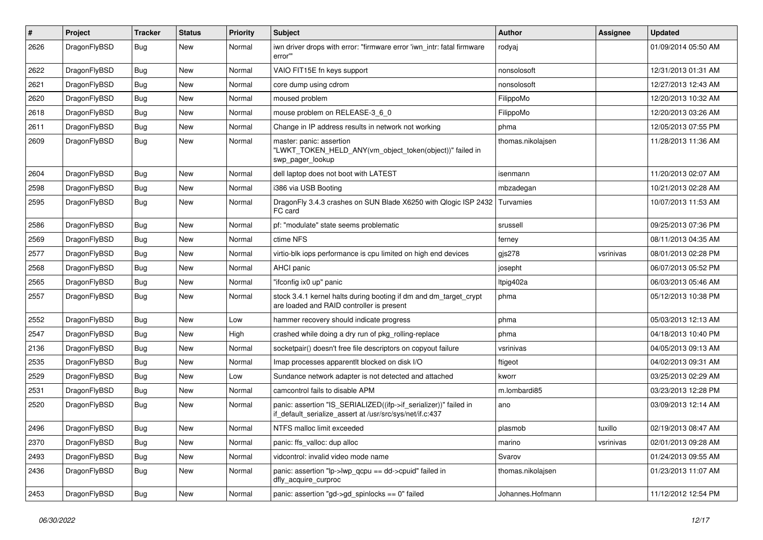| # | Project | Tracker | Status | Priority | Subject | Author | Assignee | Updated |
|---|---|---|---|---|---|---|---|---|
| 2626 | DragonFlyBSD | Bug | New | Normal | iwn driver drops with error: "firmware error 'iwn_intr: fatal firmware error'" | rodyaj | | 01/09/2014 05:50 AM |
| 2622 | DragonFlyBSD | Bug | New | Normal | VAIO FIT15E fn keys support | nonsolosoft | | 12/31/2013 01:31 AM |
| 2621 | DragonFlyBSD | Bug | New | Normal | core dump using cdrom | nonsolosoft | | 12/27/2013 12:43 AM |
| 2620 | DragonFlyBSD | Bug | New | Normal | moused problem | FilippoMo | | 12/20/2013 10:32 AM |
| 2618 | DragonFlyBSD | Bug | New | Normal | mouse problem on RELEASE-3_6_0 | FilippoMo | | 12/20/2013 03:26 AM |
| 2611 | DragonFlyBSD | Bug | New | Normal | Change in IP address results in network not working | phma | | 12/05/2013 07:55 PM |
| 2609 | DragonFlyBSD | Bug | New | Normal | master: panic: assertion "LWKT_TOKEN_HELD_ANY(vm_object_token(object))" failed in swp_pager_lookup | thomas.nikolajsen | | 11/28/2013 11:36 AM |
| 2604 | DragonFlyBSD | Bug | New | Normal | dell laptop does not boot with LATEST | isenmann | | 11/20/2013 02:07 AM |
| 2598 | DragonFlyBSD | Bug | New | Normal | i386 via USB Booting | mbzadegan | | 10/21/2013 02:28 AM |
| 2595 | DragonFlyBSD | Bug | New | Normal | DragonFly 3.4.3 crashes on SUN Blade X6250 with Qlogic ISP 2432 FC card | Turvamies | | 10/07/2013 11:53 AM |
| 2586 | DragonFlyBSD | Bug | New | Normal | pf: "modulate" state seems problematic | srussell | | 09/25/2013 07:36 PM |
| 2569 | DragonFlyBSD | Bug | New | Normal | ctime NFS | ferney | | 08/11/2013 04:35 AM |
| 2577 | DragonFlyBSD | Bug | New | Normal | virtio-blk iops performance is cpu limited on high end devices | gjs278 | vsrinivas | 08/01/2013 02:28 PM |
| 2568 | DragonFlyBSD | Bug | New | Normal | AHCI panic | josepht | | 06/07/2013 05:52 PM |
| 2565 | DragonFlyBSD | Bug | New | Normal | "ifconfig ix0 up" panic | ltpig402a | | 06/03/2013 05:46 AM |
| 2557 | DragonFlyBSD | Bug | New | Normal | stock 3.4.1 kernel halts during booting if dm and dm_target_crypt are loaded and RAID controller is present | phma | | 05/12/2013 10:38 PM |
| 2552 | DragonFlyBSD | Bug | New | Low | hammer recovery should indicate progress | phma | | 05/03/2013 12:13 AM |
| 2547 | DragonFlyBSD | Bug | New | High | crashed while doing a dry run of pkg_rolling-replace | phma | | 04/18/2013 10:40 PM |
| 2136 | DragonFlyBSD | Bug | New | Normal | socketpair() doesn't free file descriptors on copyout failure | vsrinivas | | 04/05/2013 09:13 AM |
| 2535 | DragonFlyBSD | Bug | New | Normal | Imap processes apparentlt blocked on disk I/O | ftigeot | | 04/02/2013 09:31 AM |
| 2529 | DragonFlyBSD | Bug | New | Low | Sundance network adapter is not detected and attached | kworr | | 03/25/2013 02:29 AM |
| 2531 | DragonFlyBSD | Bug | New | Normal | camcontrol fails to disable APM | m.lombardi85 | | 03/23/2013 12:28 PM |
| 2520 | DragonFlyBSD | Bug | New | Normal | panic: assertion "IS_SERIALIZED((ifp->if_serializer))" failed in if_default_serialize_assert at /usr/src/sys/net/if.c:437 | ano | | 03/09/2013 12:14 AM |
| 2496 | DragonFlyBSD | Bug | New | Normal | NTFS malloc limit exceeded | plasmob | tuxillo | 02/19/2013 08:47 AM |
| 2370 | DragonFlyBSD | Bug | New | Normal | panic: ffs_valloc: dup alloc | marino | vsrinivas | 02/01/2013 09:28 AM |
| 2493 | DragonFlyBSD | Bug | New | Normal | vidcontrol: invalid video mode name | Svarov | | 01/24/2013 09:55 AM |
| 2436 | DragonFlyBSD | Bug | New | Normal | panic: assertion "lp->lwp_qcpu == dd->cpuid" failed in dfly_acquire_curproc | thomas.nikolajsen | | 01/23/2013 11:07 AM |
| 2453 | DragonFlyBSD | Bug | New | Normal | panic: assertion "gd->gd_spinlocks == 0" failed | Johannes.Hofmann | | 11/12/2012 12:54 PM |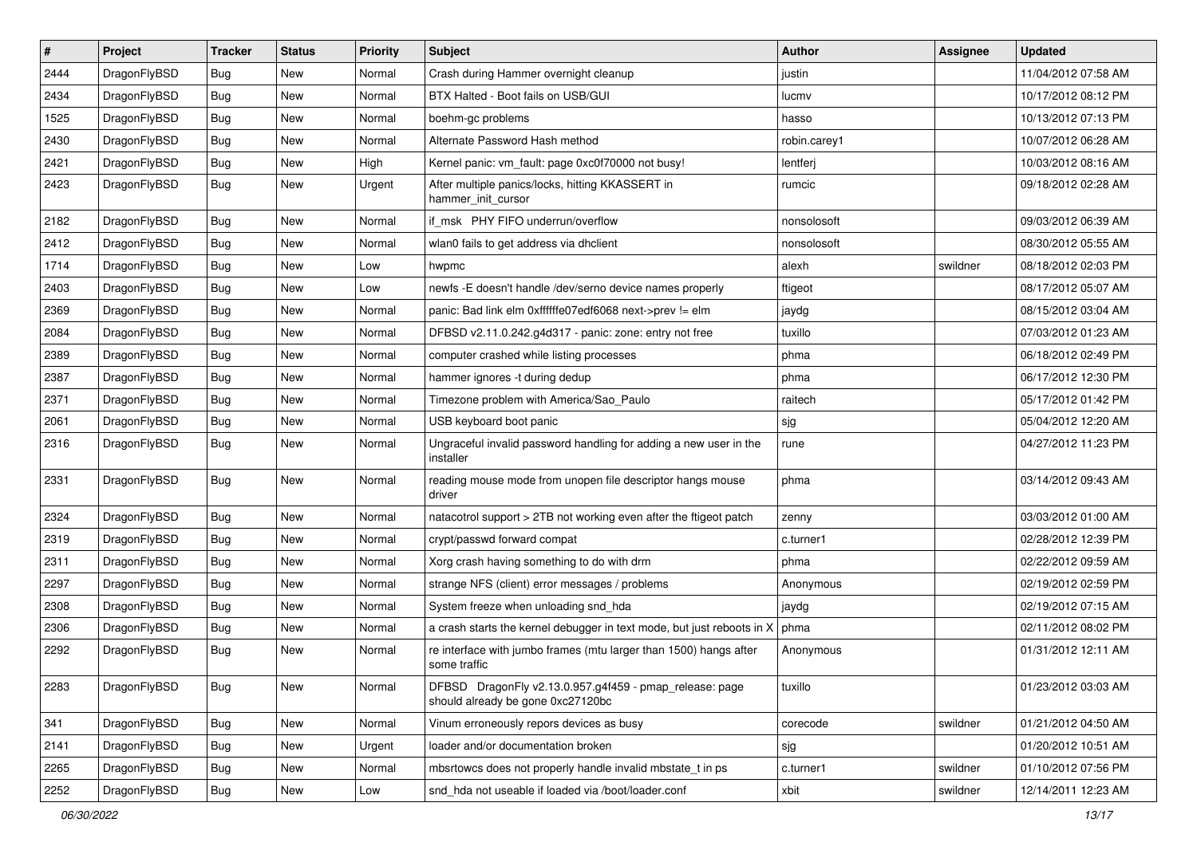| # | Project | Tracker | Status | Priority | Subject | Author | Assignee | Updated |
|---|---|---|---|---|---|---|---|---|
| 2444 | DragonFlyBSD | Bug | New | Normal | Crash during Hammer overnight cleanup | justin | | 11/04/2012 07:58 AM |
| 2434 | DragonFlyBSD | Bug | New | Normal | BTX Halted - Boot fails on USB/GUI | lucmv | | 10/17/2012 08:12 PM |
| 1525 | DragonFlyBSD | Bug | New | Normal | boehm-gc problems | hasso | | 10/13/2012 07:13 PM |
| 2430 | DragonFlyBSD | Bug | New | Normal | Alternate Password Hash method | robin.carey1 | | 10/07/2012 06:28 AM |
| 2421 | DragonFlyBSD | Bug | New | High | Kernel panic: vm_fault: page 0xc0f70000 not busy! | lentferj | | 10/03/2012 08:16 AM |
| 2423 | DragonFlyBSD | Bug | New | Urgent | After multiple panics/locks, hitting KKASSERT in hammer_init_cursor | rumcic | | 09/18/2012 02:28 AM |
| 2182 | DragonFlyBSD | Bug | New | Normal | if_msk PHY FIFO underrun/overflow | nonsolosoft | | 09/03/2012 06:39 AM |
| 2412 | DragonFlyBSD | Bug | New | Normal | wlan0 fails to get address via dhclient | nonsolosoft | | 08/30/2012 05:55 AM |
| 1714 | DragonFlyBSD | Bug | New | Low | hwpmc | alexh | swildner | 08/18/2012 02:03 PM |
| 2403 | DragonFlyBSD | Bug | New | Low | newfs -E doesn't handle /dev/serno device names properly | ftigeot | | 08/17/2012 05:07 AM |
| 2369 | DragonFlyBSD | Bug | New | Normal | panic: Bad link elm 0xffffffe07edf6068 next->prev != elm | jaydg | | 08/15/2012 03:04 AM |
| 2084 | DragonFlyBSD | Bug | New | Normal | DFBSD v2.11.0.242.g4d317 - panic: zone: entry not free | tuxillo | | 07/03/2012 01:23 AM |
| 2389 | DragonFlyBSD | Bug | New | Normal | computer crashed while listing processes | phma | | 06/18/2012 02:49 PM |
| 2387 | DragonFlyBSD | Bug | New | Normal | hammer ignores -t during dedup | phma | | 06/17/2012 12:30 PM |
| 2371 | DragonFlyBSD | Bug | New | Normal | Timezone problem with America/Sao_Paulo | raitech | | 05/17/2012 01:42 PM |
| 2061 | DragonFlyBSD | Bug | New | Normal | USB keyboard boot panic | sjg | | 05/04/2012 12:20 AM |
| 2316 | DragonFlyBSD | Bug | New | Normal | Ungraceful invalid password handling for adding a new user in the installer | rune | | 04/27/2012 11:23 PM |
| 2331 | DragonFlyBSD | Bug | New | Normal | reading mouse mode from unopen file descriptor hangs mouse driver | phma | | 03/14/2012 09:43 AM |
| 2324 | DragonFlyBSD | Bug | New | Normal | natacotrol support > 2TB not working even after the ftigeot patch | zenny | | 03/03/2012 01:00 AM |
| 2319 | DragonFlyBSD | Bug | New | Normal | crypt/passwd forward compat | c.turner1 | | 02/28/2012 12:39 PM |
| 2311 | DragonFlyBSD | Bug | New | Normal | Xorg crash having something to do with drm | phma | | 02/22/2012 09:59 AM |
| 2297 | DragonFlyBSD | Bug | New | Normal | strange NFS (client) error messages / problems | Anonymous | | 02/19/2012 02:59 PM |
| 2308 | DragonFlyBSD | Bug | New | Normal | System freeze when unloading snd_hda | jaydg | | 02/19/2012 07:15 AM |
| 2306 | DragonFlyBSD | Bug | New | Normal | a crash starts the kernel debugger in text mode, but just reboots in X | phma | | 02/11/2012 08:02 PM |
| 2292 | DragonFlyBSD | Bug | New | Normal | re interface with jumbo frames (mtu larger than 1500) hangs after some traffic | Anonymous | | 01/31/2012 12:11 AM |
| 2283 | DragonFlyBSD | Bug | New | Normal | DFBSD DragonFly v2.13.0.957.g4f459 - pmap_release: page should already be gone 0xc27120bc | tuxillo | | 01/23/2012 03:03 AM |
| 341 | DragonFlyBSD | Bug | New | Normal | Vinum erroneously repors devices as busy | corecode | swildner | 01/21/2012 04:50 AM |
| 2141 | DragonFlyBSD | Bug | New | Urgent | loader and/or documentation broken | sjg | | 01/20/2012 10:51 AM |
| 2265 | DragonFlyBSD | Bug | New | Normal | mbsrtowcs does not properly handle invalid mbstate_t in ps | c.turner1 | swildner | 01/10/2012 07:56 PM |
| 2252 | DragonFlyBSD | Bug | New | Low | snd_hda not useable if loaded via /boot/loader.conf | xbit | swildner | 12/14/2011 12:23 AM |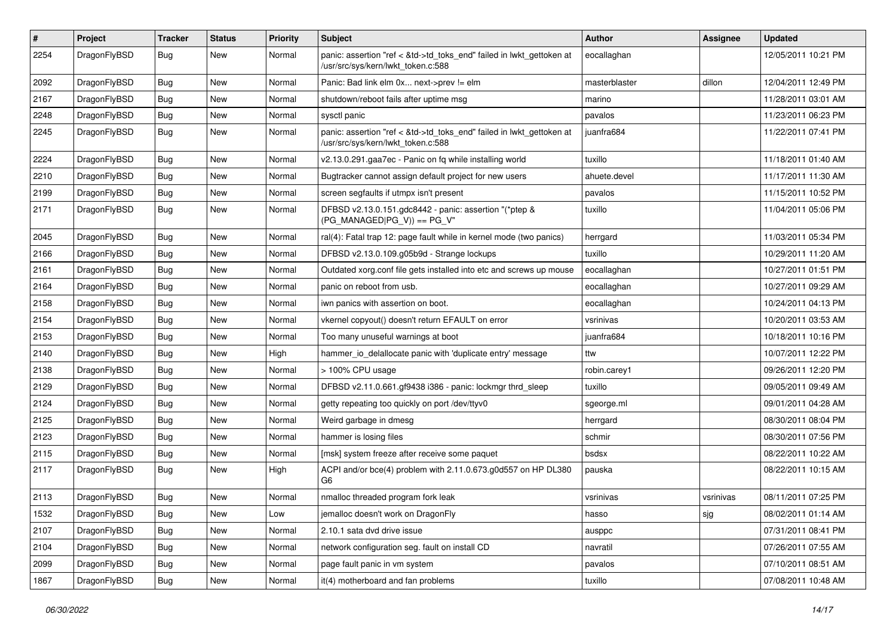| # | Project | Tracker | Status | Priority | Subject | Author | Assignee | Updated |
|---|---|---|---|---|---|---|---|---|
| 2254 | DragonFlyBSD | Bug | New | Normal | panic: assertion "ref < &td->td_toks_end" failed in lwkt_gettoken at /usr/src/sys/kern/lwkt_token.c:588 | eocallaghan | | 12/05/2011 10:21 PM |
| 2092 | DragonFlyBSD | Bug | New | Normal | Panic: Bad link elm 0x... next->prev != elm | masterblaster | dillon | 12/04/2011 12:49 PM |
| 2167 | DragonFlyBSD | Bug | New | Normal | shutdown/reboot fails after uptime msg | marino | | 11/28/2011 03:01 AM |
| 2248 | DragonFlyBSD | Bug | New | Normal | sysctl panic | pavalos | | 11/23/2011 06:23 PM |
| 2245 | DragonFlyBSD | Bug | New | Normal | panic: assertion "ref < &td->td_toks_end" failed in lwkt_gettoken at /usr/src/sys/kern/lwkt_token.c:588 | juanfra684 | | 11/22/2011 07:41 PM |
| 2224 | DragonFlyBSD | Bug | New | Normal | v2.13.0.291.gaa7ec - Panic on fq while installing world | tuxillo | | 11/18/2011 01:40 AM |
| 2210 | DragonFlyBSD | Bug | New | Normal | Bugtracker cannot assign default project for new users | ahuete.devel | | 11/17/2011 11:30 AM |
| 2199 | DragonFlyBSD | Bug | New | Normal | screen segfaults if utmpx isn't present | pavalos | | 11/15/2011 10:52 PM |
| 2171 | DragonFlyBSD | Bug | New | Normal | DFBSD v2.13.0.151.gdc8442 - panic: assertion "(*ptep & (PG_MANAGED\|PG_V)) == PG_V" | tuxillo | | 11/04/2011 05:06 PM |
| 2045 | DragonFlyBSD | Bug | New | Normal | ral(4): Fatal trap 12: page fault while in kernel mode (two panics) | herrgard | | 11/03/2011 05:34 PM |
| 2166 | DragonFlyBSD | Bug | New | Normal | DFBSD v2.13.0.109.g05b9d - Strange lockups | tuxillo | | 10/29/2011 11:20 AM |
| 2161 | DragonFlyBSD | Bug | New | Normal | Outdated xorg.conf file gets installed into etc and screws up mouse | eocallaghan | | 10/27/2011 01:51 PM |
| 2164 | DragonFlyBSD | Bug | New | Normal | panic on reboot from usb. | eocallaghan | | 10/27/2011 09:29 AM |
| 2158 | DragonFlyBSD | Bug | New | Normal | iwn panics with assertion on boot. | eocallaghan | | 10/24/2011 04:13 PM |
| 2154 | DragonFlyBSD | Bug | New | Normal | vkernel copyout() doesn't return EFAULT on error | vsrinivas | | 10/20/2011 03:53 AM |
| 2153 | DragonFlyBSD | Bug | New | Normal | Too many unuseful warnings at boot | juanfra684 | | 10/18/2011 10:16 PM |
| 2140 | DragonFlyBSD | Bug | New | High | hammer_io_delallocate panic with 'duplicate entry' message | ttw | | 10/07/2011 12:22 PM |
| 2138 | DragonFlyBSD | Bug | New | Normal | > 100% CPU usage | robin.carey1 | | 09/26/2011 12:20 PM |
| 2129 | DragonFlyBSD | Bug | New | Normal | DFBSD v2.11.0.661.gf9438 i386 - panic: lockmgr thrd_sleep | tuxillo | | 09/05/2011 09:49 AM |
| 2124 | DragonFlyBSD | Bug | New | Normal | getty repeating too quickly on port /dev/ttyv0 | sgeorge.ml | | 09/01/2011 04:28 AM |
| 2125 | DragonFlyBSD | Bug | New | Normal | Weird garbage in dmesg | herrgard | | 08/30/2011 08:04 PM |
| 2123 | DragonFlyBSD | Bug | New | Normal | hammer is losing files | schmir | | 08/30/2011 07:56 PM |
| 2115 | DragonFlyBSD | Bug | New | Normal | [msk] system freeze after receive some paquet | bsdsx | | 08/22/2011 10:22 AM |
| 2117 | DragonFlyBSD | Bug | New | High | ACPI and/or bce(4) problem with 2.11.0.673.g0d557 on HP DL380 G6 | pauska | | 08/22/2011 10:15 AM |
| 2113 | DragonFlyBSD | Bug | New | Normal | nmalloc threaded program fork leak | vsrinivas | vsrinivas | 08/11/2011 07:25 PM |
| 1532 | DragonFlyBSD | Bug | New | Low | jemalloc doesn't work on DragonFly | hasso | sjg | 08/02/2011 01:14 AM |
| 2107 | DragonFlyBSD | Bug | New | Normal | 2.10.1 sata dvd drive issue | ausppc | | 07/31/2011 08:41 PM |
| 2104 | DragonFlyBSD | Bug | New | Normal | network configuration seg. fault on install CD | navratil | | 07/26/2011 07:55 AM |
| 2099 | DragonFlyBSD | Bug | New | Normal | page fault panic in vm system | pavalos | | 07/10/2011 08:51 AM |
| 1867 | DragonFlyBSD | Bug | New | Normal | it(4) motherboard and fan problems | tuxillo | | 07/08/2011 10:48 AM |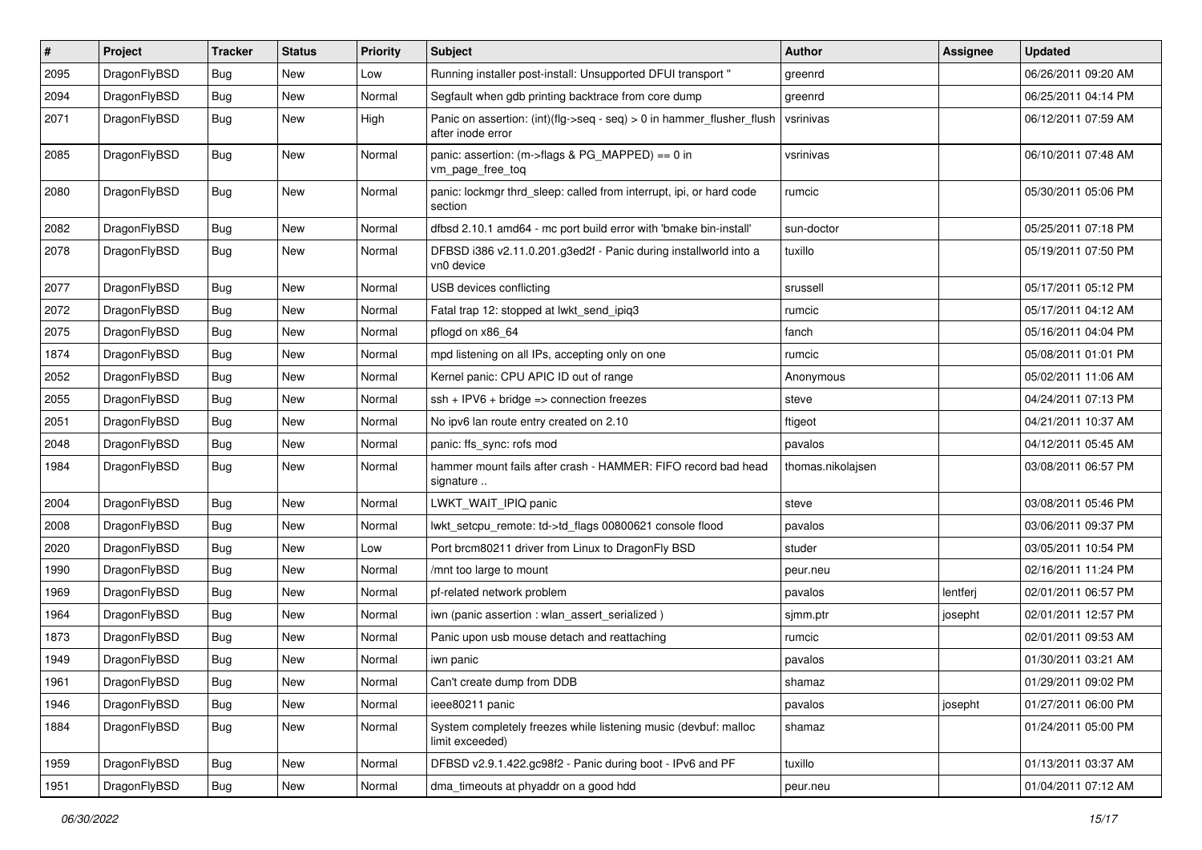| # | Project | Tracker | Status | Priority | Subject | Author | Assignee | Updated |
| --- | --- | --- | --- | --- | --- | --- | --- | --- |
| 2095 | DragonFlyBSD | Bug | New | Low | Running installer post-install: Unsupported DFUI transport " | greenrd | | 06/26/2011 09:20 AM |
| 2094 | DragonFlyBSD | Bug | New | Normal | Segfault when gdb printing backtrace from core dump | greenrd | | 06/25/2011 04:14 PM |
| 2071 | DragonFlyBSD | Bug | New | High | Panic on assertion: (int)(flg->seq - seq) > 0 in hammer_flusher_flush after inode error | vsrinivas | | 06/12/2011 07:59 AM |
| 2085 | DragonFlyBSD | Bug | New | Normal | panic: assertion: (m->flags & PG_MAPPED) == 0 in vm_page_free_toq | vsrinivas | | 06/10/2011 07:48 AM |
| 2080 | DragonFlyBSD | Bug | New | Normal | panic: lockmgr thrd_sleep: called from interrupt, ipi, or hard code section | rumcic | | 05/30/2011 05:06 PM |
| 2082 | DragonFlyBSD | Bug | New | Normal | dfbsd 2.10.1 amd64 - mc port build error with 'bmake bin-install' | sun-doctor | | 05/25/2011 07:18 PM |
| 2078 | DragonFlyBSD | Bug | New | Normal | DFBSD i386 v2.11.0.201.g3ed2f - Panic during installworld into a vn0 device | tuxillo | | 05/19/2011 07:50 PM |
| 2077 | DragonFlyBSD | Bug | New | Normal | USB devices conflicting | srussell | | 05/17/2011 05:12 PM |
| 2072 | DragonFlyBSD | Bug | New | Normal | Fatal trap 12: stopped at lwkt_send_ipiq3 | rumcic | | 05/17/2011 04:12 AM |
| 2075 | DragonFlyBSD | Bug | New | Normal | pflogd on x86_64 | fanch | | 05/16/2011 04:04 PM |
| 1874 | DragonFlyBSD | Bug | New | Normal | mpd listening on all IPs, accepting only on one | rumcic | | 05/08/2011 01:01 PM |
| 2052 | DragonFlyBSD | Bug | New | Normal | Kernel panic: CPU APIC ID out of range | Anonymous | | 05/02/2011 11:06 AM |
| 2055 | DragonFlyBSD | Bug | New | Normal | ssh + IPV6 + bridge => connection freezes | steve | | 04/24/2011 07:13 PM |
| 2051 | DragonFlyBSD | Bug | New | Normal | No ipv6 lan route entry created on 2.10 | ftigeot | | 04/21/2011 10:37 AM |
| 2048 | DragonFlyBSD | Bug | New | Normal | panic: ffs_sync: rofs mod | pavalos | | 04/12/2011 05:45 AM |
| 1984 | DragonFlyBSD | Bug | New | Normal | hammer mount fails after crash - HAMMER: FIFO record bad head signature .. | thomas.nikolajsen | | 03/08/2011 06:57 PM |
| 2004 | DragonFlyBSD | Bug | New | Normal | LWKT_WAIT_IPIQ panic | steve | | 03/08/2011 05:46 PM |
| 2008 | DragonFlyBSD | Bug | New | Normal | lwkt_setcpu_remote: td->td_flags 00800621 console flood | pavalos | | 03/06/2011 09:37 PM |
| 2020 | DragonFlyBSD | Bug | New | Low | Port brcm80211 driver from Linux to DragonFly BSD | studer | | 03/05/2011 10:54 PM |
| 1990 | DragonFlyBSD | Bug | New | Normal | /mnt too large to mount | peur.neu | | 02/16/2011 11:24 PM |
| 1969 | DragonFlyBSD | Bug | New | Normal | pf-related network problem | pavalos | lentferj | 02/01/2011 06:57 PM |
| 1964 | DragonFlyBSD | Bug | New | Normal | iwn (panic assertion : wlan_assert_serialized ) | sjmm.ptr | josepht | 02/01/2011 12:57 PM |
| 1873 | DragonFlyBSD | Bug | New | Normal | Panic upon usb mouse detach and reattaching | rumcic | | 02/01/2011 09:53 AM |
| 1949 | DragonFlyBSD | Bug | New | Normal | iwn panic | pavalos | | 01/30/2011 03:21 AM |
| 1961 | DragonFlyBSD | Bug | New | Normal | Can't create dump from DDB | shamaz | | 01/29/2011 09:02 PM |
| 1946 | DragonFlyBSD | Bug | New | Normal | ieee80211 panic | pavalos | josepht | 01/27/2011 06:00 PM |
| 1884 | DragonFlyBSD | Bug | New | Normal | System completely freezes while listening music (devbuf: malloc limit exceeded) | shamaz | | 01/24/2011 05:00 PM |
| 1959 | DragonFlyBSD | Bug | New | Normal | DFBSD v2.9.1.422.gc98f2 - Panic during boot - IPv6 and PF | tuxillo | | 01/13/2011 03:37 AM |
| 1951 | DragonFlyBSD | Bug | New | Normal | dma_timeouts at phyaddr on a good hdd | peur.neu | | 01/04/2011 07:12 AM |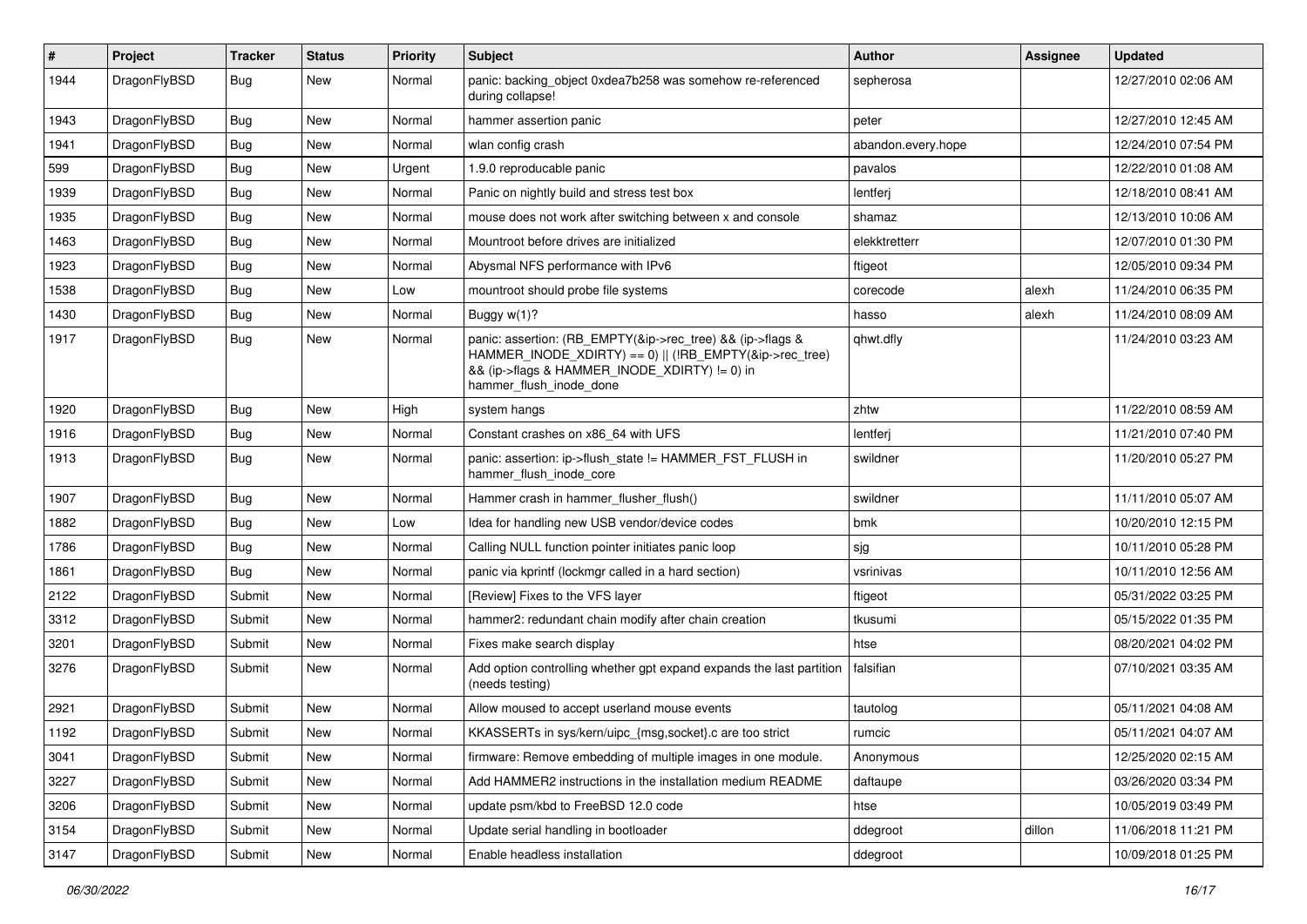| # | Project | Tracker | Status | Priority | Subject | Author | Assignee | Updated |
|---|---|---|---|---|---|---|---|---|
| 1944 | DragonFlyBSD | Bug | New | Normal | panic: backing_object 0xdea7b258 was somehow re-referenced during collapse! | sepherosa | | 12/27/2010 02:06 AM |
| 1943 | DragonFlyBSD | Bug | New | Normal | hammer assertion panic | peter | | 12/27/2010 12:45 AM |
| 1941 | DragonFlyBSD | Bug | New | Normal | wlan config crash | abandon.every.hope | | 12/24/2010 07:54 PM |
| 599 | DragonFlyBSD | Bug | New | Urgent | 1.9.0 reproducable panic | pavalos | | 12/22/2010 01:08 AM |
| 1939 | DragonFlyBSD | Bug | New | Normal | Panic on nightly build and stress test box | lentferj | | 12/18/2010 08:41 AM |
| 1935 | DragonFlyBSD | Bug | New | Normal | mouse does not work after switching between x and console | shamaz | | 12/13/2010 10:06 AM |
| 1463 | DragonFlyBSD | Bug | New | Normal | Mountroot before drives are initialized | elekktretterr | | 12/07/2010 01:30 PM |
| 1923 | DragonFlyBSD | Bug | New | Normal | Abysmal NFS performance with IPv6 | ftigeot | | 12/05/2010 09:34 PM |
| 1538 | DragonFlyBSD | Bug | New | Low | mountroot should probe file systems | corecode | alexh | 11/24/2010 06:35 PM |
| 1430 | DragonFlyBSD | Bug | New | Normal | Buggy w(1)? | hasso | alexh | 11/24/2010 08:09 AM |
| 1917 | DragonFlyBSD | Bug | New | Normal | panic: assertion: (RB_EMPTY(&ip->rec_tree) && (ip->flags & HAMMER_INODE_XDIRTY) == 0) \|\| (!RB_EMPTY(&ip->rec_tree) && (ip->flags & HAMMER_INODE_XDIRTY) != 0) in hammer_flush_inode_done | qhwt.dfly | | 11/24/2010 03:23 AM |
| 1920 | DragonFlyBSD | Bug | New | High | system hangs | zhtw | | 11/22/2010 08:59 AM |
| 1916 | DragonFlyBSD | Bug | New | Normal | Constant crashes on x86_64 with UFS | lentferj | | 11/21/2010 07:40 PM |
| 1913 | DragonFlyBSD | Bug | New | Normal | panic: assertion: ip->flush_state != HAMMER_FST_FLUSH in hammer_flush_inode_core | swildner | | 11/20/2010 05:27 PM |
| 1907 | DragonFlyBSD | Bug | New | Normal | Hammer crash in hammer_flusher_flush() | swildner | | 11/11/2010 05:07 AM |
| 1882 | DragonFlyBSD | Bug | New | Low | Idea for handling new USB vendor/device codes | bmk | | 10/20/2010 12:15 PM |
| 1786 | DragonFlyBSD | Bug | New | Normal | Calling NULL function pointer initiates panic loop | sjg | | 10/11/2010 05:28 PM |
| 1861 | DragonFlyBSD | Bug | New | Normal | panic via kprintf (lockmgr called in a hard section) | vsrinivas | | 10/11/2010 12:56 AM |
| 2122 | DragonFlyBSD | Submit | New | Normal | [Review] Fixes to the VFS layer | ftigeot | | 05/31/2022 03:25 PM |
| 3312 | DragonFlyBSD | Submit | New | Normal | hammer2: redundant chain modify after chain creation | tkusumi | | 05/15/2022 01:35 PM |
| 3201 | DragonFlyBSD | Submit | New | Normal | Fixes make search display | htse | | 08/20/2021 04:02 PM |
| 3276 | DragonFlyBSD | Submit | New | Normal | Add option controlling whether gpt expand expands the last partition (needs testing) | falsifian | | 07/10/2021 03:35 AM |
| 2921 | DragonFlyBSD | Submit | New | Normal | Allow moused to accept userland mouse events | tautolog | | 05/11/2021 04:08 AM |
| 1192 | DragonFlyBSD | Submit | New | Normal | KKASSERTs in sys/kern/uipc_{msg,socket}.c are too strict | rumcic | | 05/11/2021 04:07 AM |
| 3041 | DragonFlyBSD | Submit | New | Normal | firmware: Remove embedding of multiple images in one module. | Anonymous | | 12/25/2020 02:15 AM |
| 3227 | DragonFlyBSD | Submit | New | Normal | Add HAMMER2 instructions in the installation medium README | daftaupe | | 03/26/2020 03:34 PM |
| 3206 | DragonFlyBSD | Submit | New | Normal | update psm/kbd to FreeBSD 12.0 code | htse | | 10/05/2019 03:49 PM |
| 3154 | DragonFlyBSD | Submit | New | Normal | Update serial handling in bootloader | ddegroot | dillon | 11/06/2018 11:21 PM |
| 3147 | DragonFlyBSD | Submit | New | Normal | Enable headless installation | ddegroot | | 10/09/2018 01:25 PM |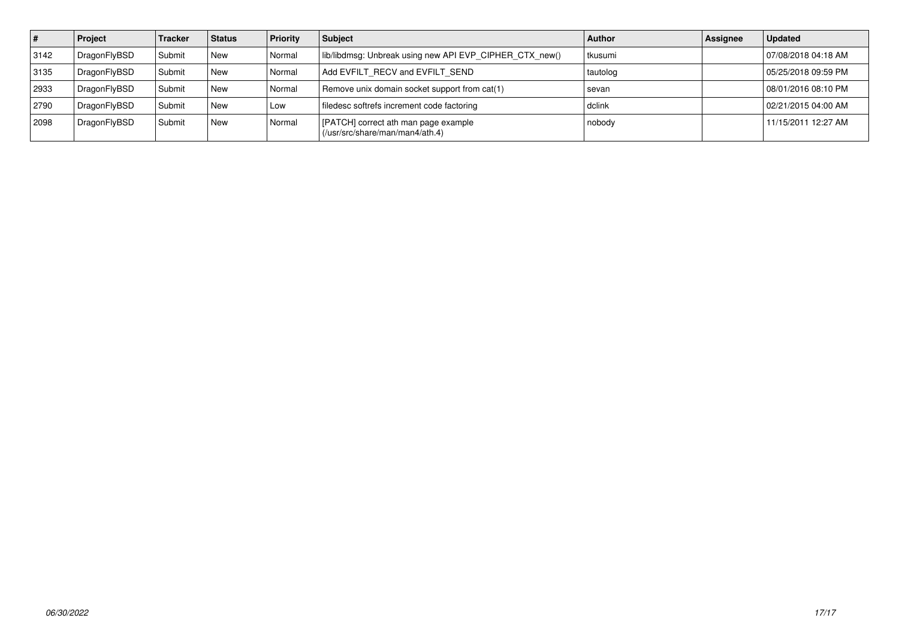| # | Project | Tracker | Status | Priority | Subject | Author | Assignee | Updated |
|---|---|---|---|---|---|---|---|---|
| 3142 | DragonFlyBSD | Submit | New | Normal | lib/libdmsg: Unbreak using new API EVP_CIPHER_CTX_new() | tkusumi | | 07/08/2018 04:18 AM |
| 3135 | DragonFlyBSD | Submit | New | Normal | Add EVFILT_RECV and EVFILT_SEND | tautolog | | 05/25/2018 09:59 PM |
| 2933 | DragonFlyBSD | Submit | New | Normal | Remove unix domain socket support from cat(1) | sevan | | 08/01/2016 08:10 PM |
| 2790 | DragonFlyBSD | Submit | New | Low | filedesc softrefs increment code factoring | dclink | | 02/21/2015 04:00 AM |
| 2098 | DragonFlyBSD | Submit | New | Normal | [PATCH] correct ath man page example (/usr/src/share/man/man4/ath.4) | nobody | | 11/15/2011 12:27 AM |